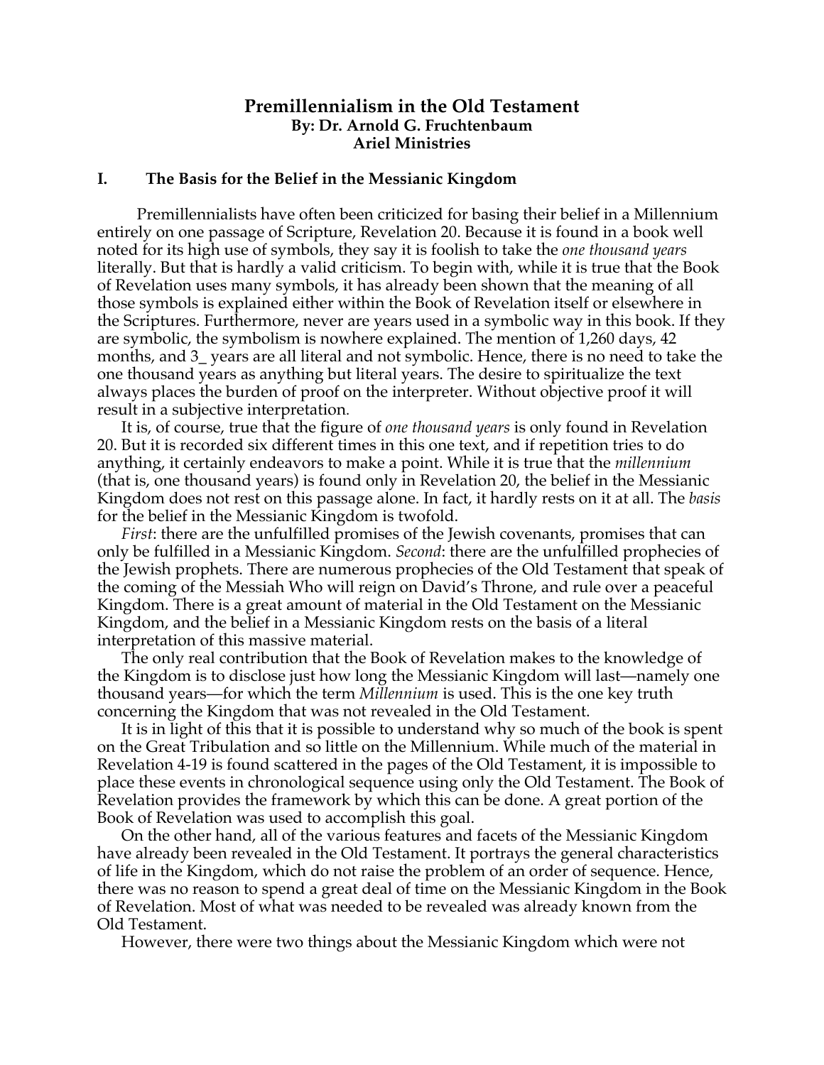# Premillennialism in the Old Testament
**By: Dr. Arnold G. Fruchtenbaum**
**Ariel Ministries**

## I. The Basis for the Belief in the Messianic Kingdom

Premillennialists have often been criticized for basing their belief in a Millennium entirely on one passage of Scripture, Revelation 20. Because it is found in a book well noted for its high use of symbols, they say it is foolish to take the *one thousand years* literally. But that is hardly a valid criticism. To begin with, while it is true that the Book of Revelation uses many symbols, it has already been shown that the meaning of all those symbols is explained either within the Book of Revelation itself or elsewhere in the Scriptures. Furthermore, never are years used in a symbolic way in this book. If they are symbolic, the symbolism is nowhere explained. The mention of 1,260 days, 42 months, and 3_ years are all literal and not symbolic. Hence, there is no need to take the one thousand years as anything but literal years. The desire to spiritualize the text always places the burden of proof on the interpreter. Without objective proof it will result in a subjective interpretation.

It is, of course, true that the figure of *one thousand years* is only found in Revelation 20. But it is recorded six different times in this one text, and if repetition tries to do anything, it certainly endeavors to make a point. While it is true that the *millennium* (that is, one thousand years) is found only in Revelation 20, the belief in the Messianic Kingdom does not rest on this passage alone. In fact, it hardly rests on it at all. The *basis* for the belief in the Messianic Kingdom is twofold.

*First*: there are the unfulfilled promises of the Jewish covenants, promises that can only be fulfilled in a Messianic Kingdom. *Second*: there are the unfulfilled prophecies of the Jewish prophets. There are numerous prophecies of the Old Testament that speak of the coming of the Messiah Who will reign on David's Throne, and rule over a peaceful Kingdom. There is a great amount of material in the Old Testament on the Messianic Kingdom, and the belief in a Messianic Kingdom rests on the basis of a literal interpretation of this massive material.

The only real contribution that the Book of Revelation makes to the knowledge of the Kingdom is to disclose just how long the Messianic Kingdom will last—namely one thousand years—for which the term *Millennium* is used. This is the one key truth concerning the Kingdom that was not revealed in the Old Testament.

It is in light of this that it is possible to understand why so much of the book is spent on the Great Tribulation and so little on the Millennium. While much of the material in Revelation 4-19 is found scattered in the pages of the Old Testament, it is impossible to place these events in chronological sequence using only the Old Testament. The Book of Revelation provides the framework by which this can be done. A great portion of the Book of Revelation was used to accomplish this goal.

On the other hand, all of the various features and facets of the Messianic Kingdom have already been revealed in the Old Testament. It portrays the general characteristics of life in the Kingdom, which do not raise the problem of an order of sequence. Hence, there was no reason to spend a great deal of time on the Messianic Kingdom in the Book of Revelation. Most of what was needed to be revealed was already known from the Old Testament.

However, there were two things about the Messianic Kingdom which were not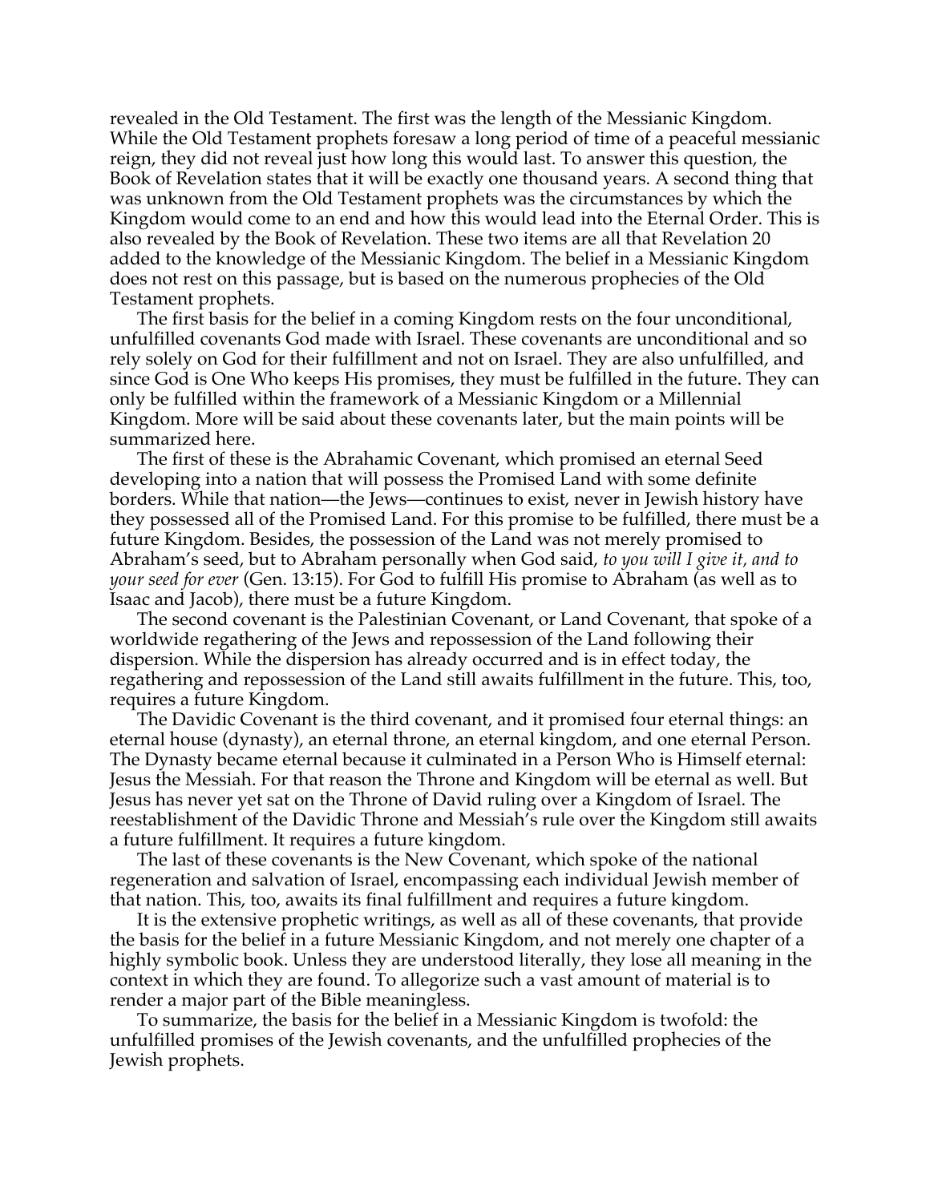revealed in the Old Testament. The first was the length of the Messianic Kingdom. While the Old Testament prophets foresaw a long period of time of a peaceful messianic reign, they did not reveal just how long this would last. To answer this question, the Book of Revelation states that it will be exactly one thousand years. A second thing that was unknown from the Old Testament prophets was the circumstances by which the Kingdom would come to an end and how this would lead into the Eternal Order. This is also revealed by the Book of Revelation. These two items are all that Revelation 20 added to the knowledge of the Messianic Kingdom. The belief in a Messianic Kingdom does not rest on this passage, but is based on the numerous prophecies of the Old Testament prophets.

The first basis for the belief in a coming Kingdom rests on the four unconditional, unfulfilled covenants God made with Israel. These covenants are unconditional and so rely solely on God for their fulfillment and not on Israel. They are also unfulfilled, and since God is One Who keeps His promises, they must be fulfilled in the future. They can only be fulfilled within the framework of a Messianic Kingdom or a Millennial Kingdom. More will be said about these covenants later, but the main points will be summarized here.

The first of these is the Abrahamic Covenant, which promised an eternal Seed developing into a nation that will possess the Promised Land with some definite borders. While that nation—the Jews—continues to exist, never in Jewish history have they possessed all of the Promised Land. For this promise to be fulfilled, there must be a future Kingdom. Besides, the possession of the Land was not merely promised to Abraham's seed, but to Abraham personally when God said, *to you will I give it, and to your seed for ever* (Gen. 13:15). For God to fulfill His promise to Abraham (as well as to Isaac and Jacob), there must be a future Kingdom.

The second covenant is the Palestinian Covenant, or Land Covenant, that spoke of a worldwide regathering of the Jews and repossession of the Land following their dispersion. While the dispersion has already occurred and is in effect today, the regathering and repossession of the Land still awaits fulfillment in the future. This, too, requires a future Kingdom.

The Davidic Covenant is the third covenant, and it promised four eternal things: an eternal house (dynasty), an eternal throne, an eternal kingdom, and one eternal Person. The Dynasty became eternal because it culminated in a Person Who is Himself eternal: Jesus the Messiah. For that reason the Throne and Kingdom will be eternal as well. But Jesus has never yet sat on the Throne of David ruling over a Kingdom of Israel. The reestablishment of the Davidic Throne and Messiah's rule over the Kingdom still awaits a future fulfillment. It requires a future kingdom.

The last of these covenants is the New Covenant, which spoke of the national regeneration and salvation of Israel, encompassing each individual Jewish member of that nation. This, too, awaits its final fulfillment and requires a future kingdom.

It is the extensive prophetic writings, as well as all of these covenants, that provide the basis for the belief in a future Messianic Kingdom, and not merely one chapter of a highly symbolic book. Unless they are understood literally, they lose all meaning in the context in which they are found. To allegorize such a vast amount of material is to render a major part of the Bible meaningless.

To summarize, the basis for the belief in a Messianic Kingdom is twofold: the unfulfilled promises of the Jewish covenants, and the unfulfilled prophecies of the Jewish prophets.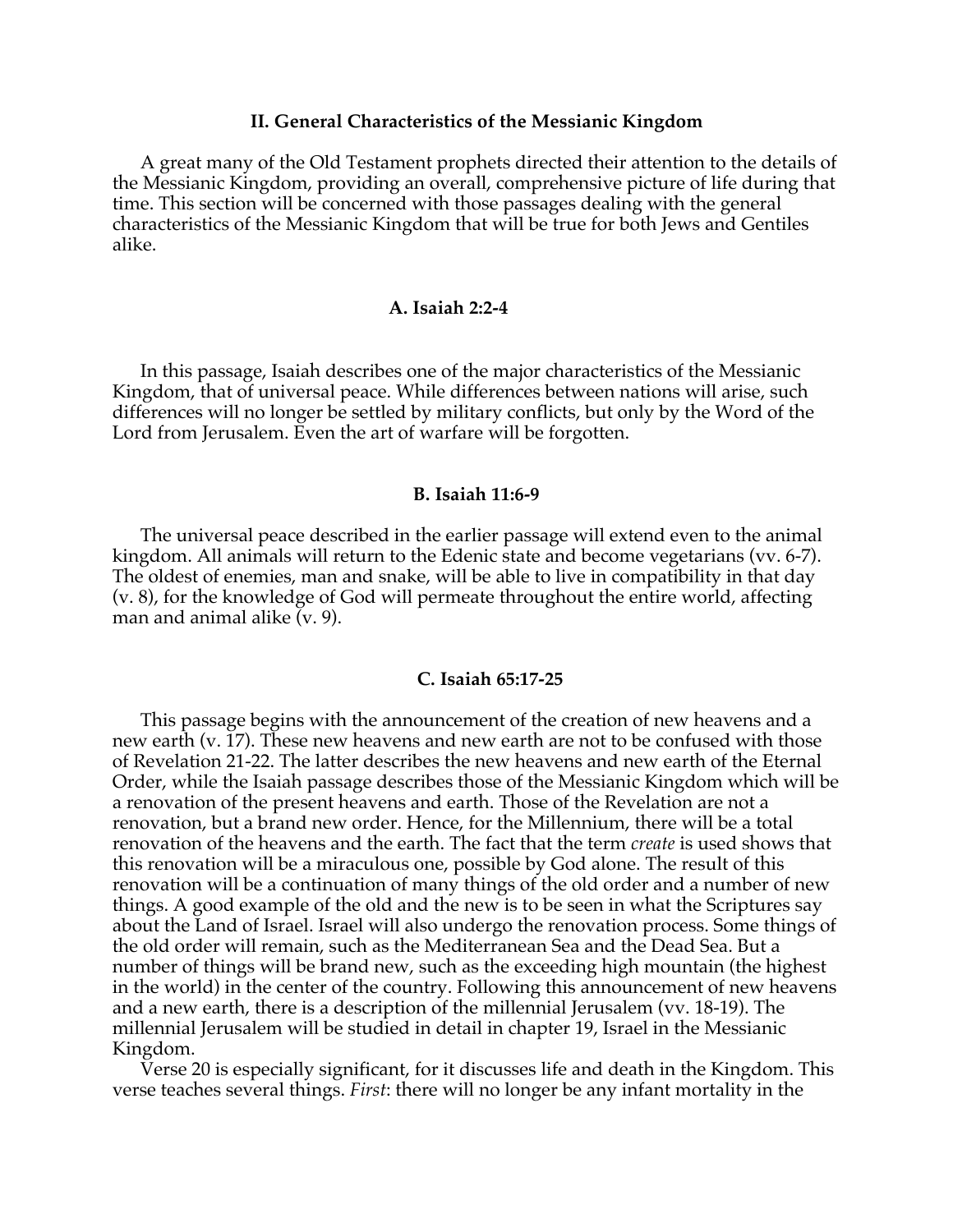### II. General Characteristics of the Messianic Kingdom

A great many of the Old Testament prophets directed their attention to the details of the Messianic Kingdom, providing an overall, comprehensive picture of life during that time. This section will be concerned with those passages dealing with the general characteristics of the Messianic Kingdom that will be true for both Jews and Gentiles alike.

#### A. Isaiah 2:2-4

In this passage, Isaiah describes one of the major characteristics of the Messianic Kingdom, that of universal peace. While differences between nations will arise, such differences will no longer be settled by military conflicts, but only by the Word of the Lord from Jerusalem. Even the art of warfare will be forgotten.

#### B. Isaiah 11:6-9

The universal peace described in the earlier passage will extend even to the animal kingdom. All animals will return to the Edenic state and become vegetarians (vv. 6-7). The oldest of enemies, man and snake, will be able to live in compatibility in that day (v. 8), for the knowledge of God will permeate throughout the entire world, affecting man and animal alike (v. 9).

#### C. Isaiah 65:17-25

This passage begins with the announcement of the creation of new heavens and a new earth (v. 17). These new heavens and new earth are not to be confused with those of Revelation 21-22. The latter describes the new heavens and new earth of the Eternal Order, while the Isaiah passage describes those of the Messianic Kingdom which will be a renovation of the present heavens and earth. Those of the Revelation are not a renovation, but a brand new order. Hence, for the Millennium, there will be a total renovation of the heavens and the earth. The fact that the term *create* is used shows that this renovation will be a miraculous one, possible by God alone. The result of this renovation will be a continuation of many things of the old order and a number of new things. A good example of the old and the new is to be seen in what the Scriptures say about the Land of Israel. Israel will also undergo the renovation process. Some things of the old order will remain, such as the Mediterranean Sea and the Dead Sea. But a number of things will be brand new, such as the exceeding high mountain (the highest in the world) in the center of the country. Following this announcement of new heavens and a new earth, there is a description of the millennial Jerusalem (vv. 18-19). The millennial Jerusalem will be studied in detail in chapter 19, Israel in the Messianic Kingdom.

Verse 20 is especially significant, for it discusses life and death in the Kingdom. This verse teaches several things. *First*: there will no longer be any infant mortality in the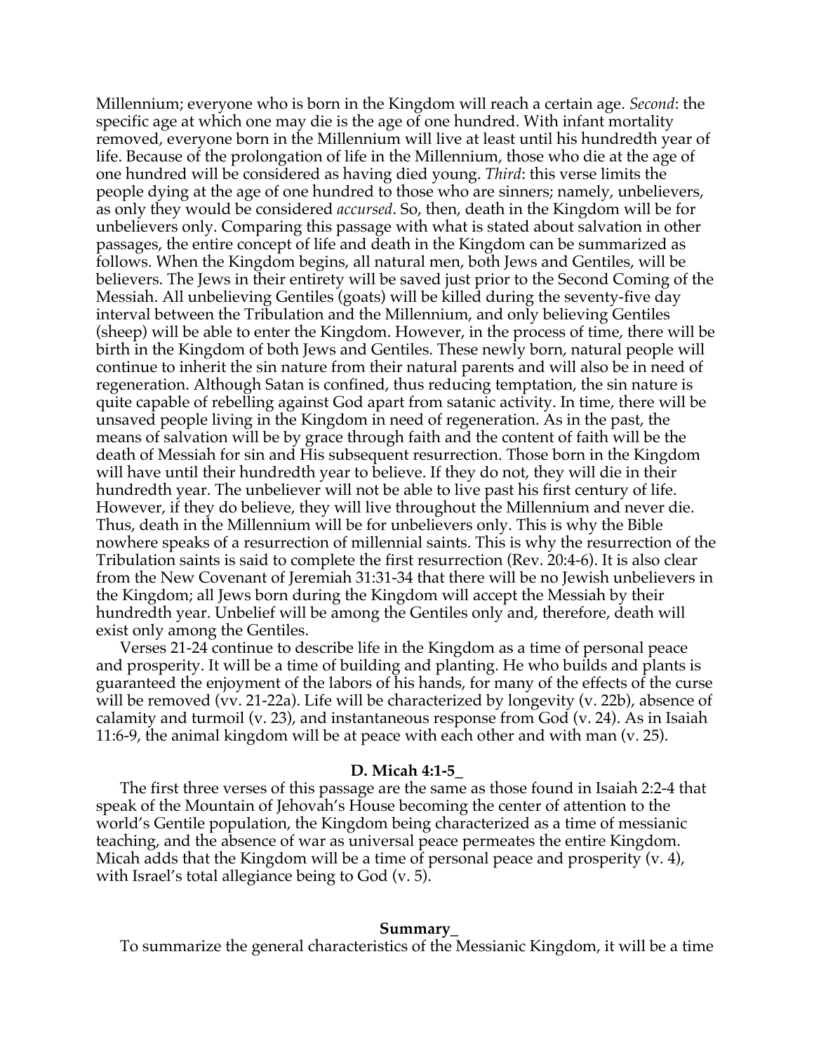Millennium; everyone who is born in the Kingdom will reach a certain age. *Second*: the specific age at which one may die is the age of one hundred. With infant mortality removed, everyone born in the Millennium will live at least until his hundredth year of life. Because of the prolongation of life in the Millennium, those who die at the age of one hundred will be considered as having died young. *Third*: this verse limits the people dying at the age of one hundred to those who are sinners; namely, unbelievers, as only they would be considered *accursed*. So, then, death in the Kingdom will be for unbelievers only. Comparing this passage with what is stated about salvation in other passages, the entire concept of life and death in the Kingdom can be summarized as follows. When the Kingdom begins, all natural men, both Jews and Gentiles, will be believers. The Jews in their entirety will be saved just prior to the Second Coming of the Messiah. All unbelieving Gentiles (goats) will be killed during the seventy-five day interval between the Tribulation and the Millennium, and only believing Gentiles (sheep) will be able to enter the Kingdom. However, in the process of time, there will be birth in the Kingdom of both Jews and Gentiles. These newly born, natural people will continue to inherit the sin nature from their natural parents and will also be in need of regeneration. Although Satan is confined, thus reducing temptation, the sin nature is quite capable of rebelling against God apart from satanic activity. In time, there will be unsaved people living in the Kingdom in need of regeneration. As in the past, the means of salvation will be by grace through faith and the content of faith will be the death of Messiah for sin and His subsequent resurrection. Those born in the Kingdom will have until their hundredth year to believe. If they do not, they will die in their hundredth year. The unbeliever will not be able to live past his first century of life. However, if they do believe, they will live throughout the Millennium and never die. Thus, death in the Millennium will be for unbelievers only. This is why the Bible nowhere speaks of a resurrection of millennial saints. This is why the resurrection of the Tribulation saints is said to complete the first resurrection (Rev. 20:4-6). It is also clear from the New Covenant of Jeremiah 31:31-34 that there will be no Jewish unbelievers in the Kingdom; all Jews born during the Kingdom will accept the Messiah by their hundredth year. Unbelief will be among the Gentiles only and, therefore, death will exist only among the Gentiles.

Verses 21-24 continue to describe life in the Kingdom as a time of personal peace and prosperity. It will be a time of building and planting. He who builds and plants is guaranteed the enjoyment of the labors of his hands, for many of the effects of the curse will be removed (vv. 21-22a). Life will be characterized by longevity (v. 22b), absence of calamity and turmoil (v. 23), and instantaneous response from God (v. 24). As in Isaiah 11:6-9, the animal kingdom will be at peace with each other and with man (v. 25).

### D. Micah 4:1-5_

The first three verses of this passage are the same as those found in Isaiah 2:2-4 that speak of the Mountain of Jehovah's House becoming the center of attention to the world's Gentile population, the Kingdom being characterized as a time of messianic teaching, and the absence of war as universal peace permeates the entire Kingdom. Micah adds that the Kingdom will be a time of personal peace and prosperity (v. 4), with Israel's total allegiance being to God (v. 5).

### Summary_

To summarize the general characteristics of the Messianic Kingdom, it will be a time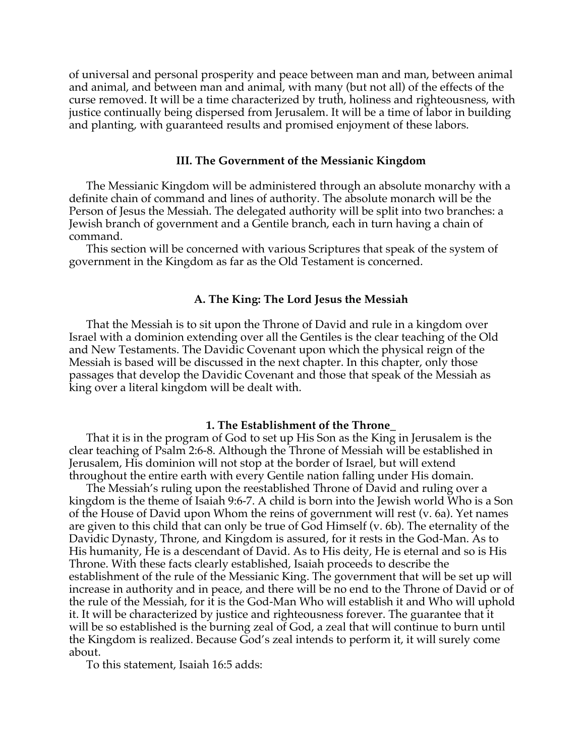of universal and personal prosperity and peace between man and man, between animal and animal, and between man and animal, with many (but not all) of the effects of the curse removed. It will be a time characterized by truth, holiness and righteousness, with justice continually being dispersed from Jerusalem. It will be a time of labor in building and planting, with guaranteed results and promised enjoyment of these labors.

## III. The Government of the Messianic Kingdom

The Messianic Kingdom will be administered through an absolute monarchy with a definite chain of command and lines of authority. The absolute monarch will be the Person of Jesus the Messiah. The delegated authority will be split into two branches: a Jewish branch of government and a Gentile branch, each in turn having a chain of command.

This section will be concerned with various Scriptures that speak of the system of government in the Kingdom as far as the Old Testament is concerned.

### A. The King: The Lord Jesus the Messiah

That the Messiah is to sit upon the Throne of David and rule in a kingdom over Israel with a dominion extending over all the Gentiles is the clear teaching of the Old and New Testaments. The Davidic Covenant upon which the physical reign of the Messiah is based will be discussed in the next chapter. In this chapter, only those passages that develop the Davidic Covenant and those that speak of the Messiah as king over a literal kingdom will be dealt with.

#### 1. The Establishment of the Throne_

That it is in the program of God to set up His Son as the King in Jerusalem is the clear teaching of Psalm 2:6-8. Although the Throne of Messiah will be established in Jerusalem, His dominion will not stop at the border of Israel, but will extend throughout the entire earth with every Gentile nation falling under His domain.

The Messiah's ruling upon the reestablished Throne of David and ruling over a kingdom is the theme of Isaiah 9:6-7. A child is born into the Jewish world Who is a Son of the House of David upon Whom the reins of government will rest (v. 6a). Yet names are given to this child that can only be true of God Himself (v. 6b). The eternality of the Davidic Dynasty, Throne, and Kingdom is assured, for it rests in the God-Man. As to His humanity, He is a descendant of David. As to His deity, He is eternal and so is His Throne. With these facts clearly established, Isaiah proceeds to describe the establishment of the rule of the Messianic King. The government that will be set up will increase in authority and in peace, and there will be no end to the Throne of David or of the rule of the Messiah, for it is the God-Man Who will establish it and Who will uphold it. It will be characterized by justice and righteousness forever. The guarantee that it will be so established is the burning zeal of God, a zeal that will continue to burn until the Kingdom is realized. Because God's zeal intends to perform it, it will surely come about.

To this statement, Isaiah 16:5 adds: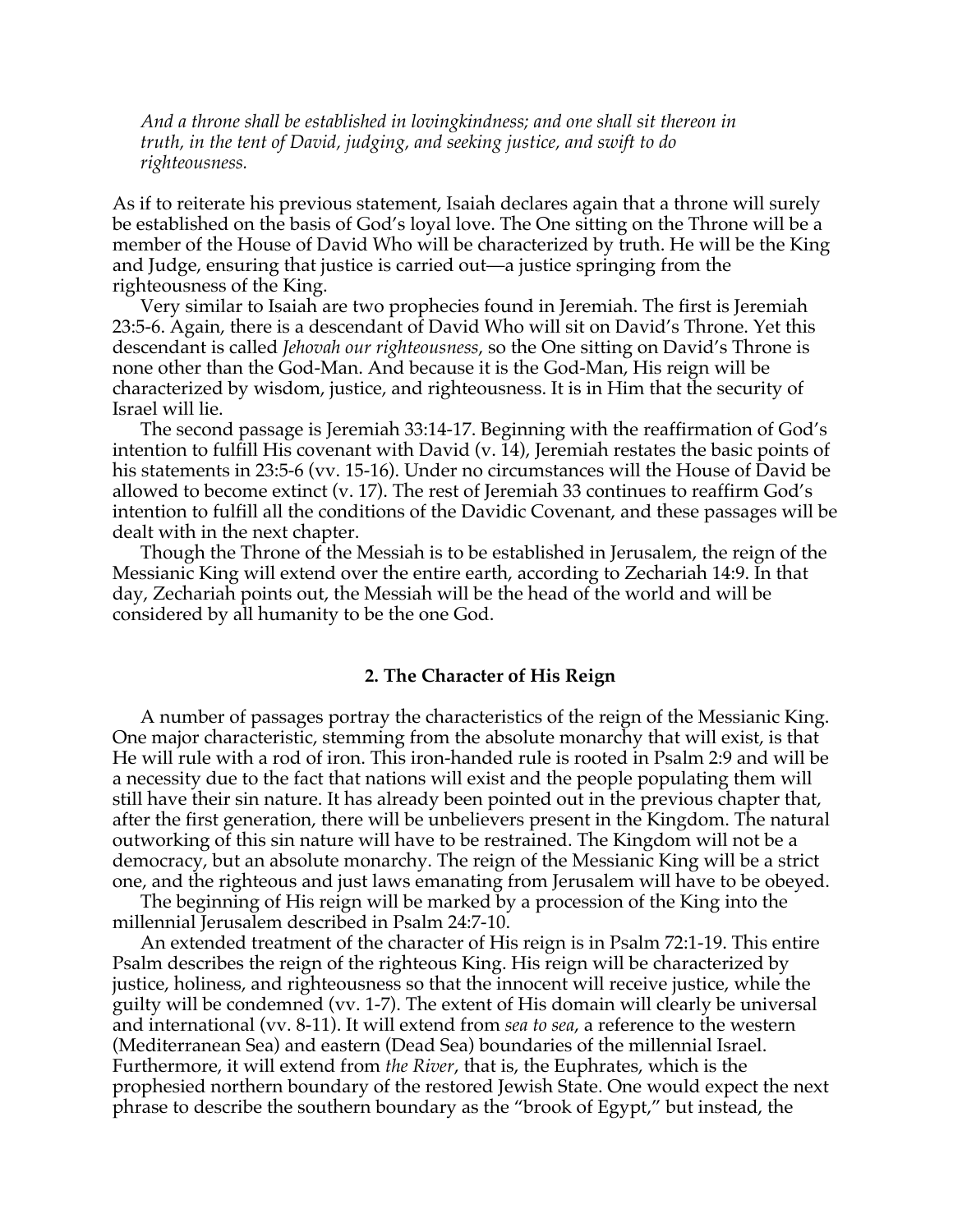*And a throne shall be established in lovingkindness; and one shall sit thereon in truth, in the tent of David, judging, and seeking justice, and swift to do righteousness.*

As if to reiterate his previous statement, Isaiah declares again that a throne will surely be established on the basis of God's loyal love. The One sitting on the Throne will be a member of the House of David Who will be characterized by truth. He will be the King and Judge, ensuring that justice is carried out—a justice springing from the righteousness of the King.

Very similar to Isaiah are two prophecies found in Jeremiah. The first is Jeremiah 23:5-6. Again, there is a descendant of David Who will sit on David's Throne. Yet this descendant is called *Jehovah our righteousness*, so the One sitting on David's Throne is none other than the God-Man. And because it is the God-Man, His reign will be characterized by wisdom, justice, and righteousness. It is in Him that the security of Israel will lie.

The second passage is Jeremiah 33:14-17. Beginning with the reaffirmation of God's intention to fulfill His covenant with David (v. 14), Jeremiah restates the basic points of his statements in 23:5-6 (vv. 15-16). Under no circumstances will the House of David be allowed to become extinct (v. 17). The rest of Jeremiah 33 continues to reaffirm God's intention to fulfill all the conditions of the Davidic Covenant, and these passages will be dealt with in the next chapter.

Though the Throne of the Messiah is to be established in Jerusalem, the reign of the Messianic King will extend over the entire earth, according to Zechariah 14:9. In that day, Zechariah points out, the Messiah will be the head of the world and will be considered by all humanity to be the one God.

### 2. The Character of His Reign

A number of passages portray the characteristics of the reign of the Messianic King. One major characteristic, stemming from the absolute monarchy that will exist, is that He will rule with a rod of iron. This iron-handed rule is rooted in Psalm 2:9 and will be a necessity due to the fact that nations will exist and the people populating them will still have their sin nature. It has already been pointed out in the previous chapter that, after the first generation, there will be unbelievers present in the Kingdom. The natural outworking of this sin nature will have to be restrained. The Kingdom will not be a democracy, but an absolute monarchy. The reign of the Messianic King will be a strict one, and the righteous and just laws emanating from Jerusalem will have to be obeyed.

The beginning of His reign will be marked by a procession of the King into the millennial Jerusalem described in Psalm 24:7-10.

An extended treatment of the character of His reign is in Psalm 72:1-19. This entire Psalm describes the reign of the righteous King. His reign will be characterized by justice, holiness, and righteousness so that the innocent will receive justice, while the guilty will be condemned (vv. 1-7). The extent of His domain will clearly be universal and international (vv. 8-11). It will extend from *sea to sea*, a reference to the western (Mediterranean Sea) and eastern (Dead Sea) boundaries of the millennial Israel. Furthermore, it will extend from *the River*, that is, the Euphrates, which is the prophesied northern boundary of the restored Jewish State. One would expect the next phrase to describe the southern boundary as the "brook of Egypt," but instead, the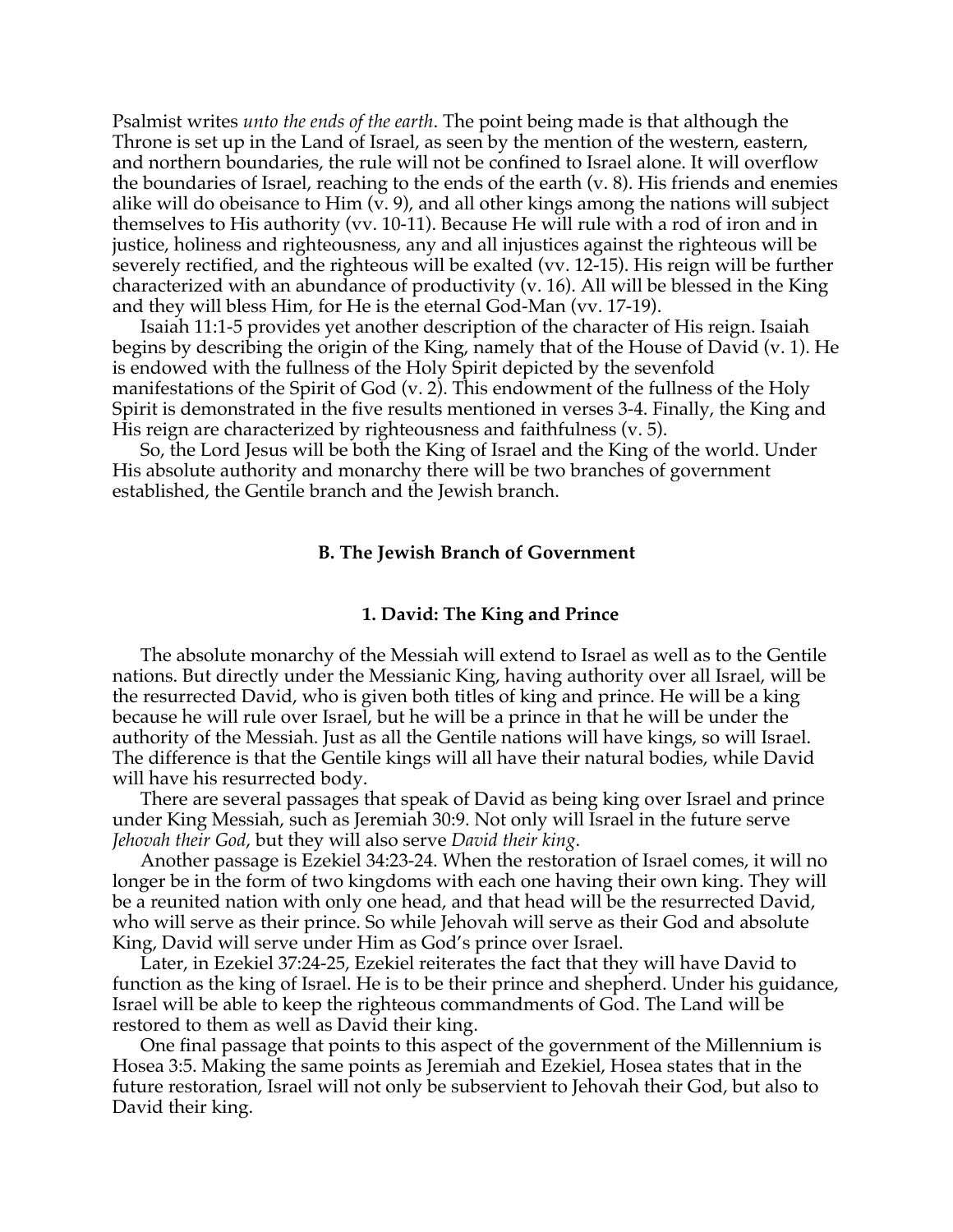Psalmist writes *unto the ends of the earth*. The point being made is that although the Throne is set up in the Land of Israel, as seen by the mention of the western, eastern, and northern boundaries, the rule will not be confined to Israel alone. It will overflow the boundaries of Israel, reaching to the ends of the earth (v. 8). His friends and enemies alike will do obeisance to Him (v. 9), and all other kings among the nations will subject themselves to His authority (vv. 10-11). Because He will rule with a rod of iron and in justice, holiness and righteousness, any and all injustices against the righteous will be severely rectified, and the righteous will be exalted (vv. 12-15). His reign will be further characterized with an abundance of productivity (v. 16). All will be blessed in the King and they will bless Him, for He is the eternal God-Man (vv. 17-19).

Isaiah 11:1-5 provides yet another description of the character of His reign. Isaiah begins by describing the origin of the King, namely that of the House of David (v. 1). He is endowed with the fullness of the Holy Spirit depicted by the sevenfold manifestations of the Spirit of God (v. 2). This endowment of the fullness of the Holy Spirit is demonstrated in the five results mentioned in verses 3-4. Finally, the King and His reign are characterized by righteousness and faithfulness (v. 5).

So, the Lord Jesus will be both the King of Israel and the King of the world. Under His absolute authority and monarchy there will be two branches of government established, the Gentile branch and the Jewish branch.

## B. The Jewish Branch of Government

### 1. David: The King and Prince

The absolute monarchy of the Messiah will extend to Israel as well as to the Gentile nations. But directly under the Messianic King, having authority over all Israel, will be the resurrected David, who is given both titles of king and prince. He will be a king because he will rule over Israel, but he will be a prince in that he will be under the authority of the Messiah. Just as all the Gentile nations will have kings, so will Israel. The difference is that the Gentile kings will all have their natural bodies, while David will have his resurrected body.

There are several passages that speak of David as being king over Israel and prince under King Messiah, such as Jeremiah 30:9. Not only will Israel in the future serve *Jehovah their God*, but they will also serve *David their king*.

Another passage is Ezekiel 34:23-24. When the restoration of Israel comes, it will no longer be in the form of two kingdoms with each one having their own king. They will be a reunited nation with only one head, and that head will be the resurrected David, who will serve as their prince. So while Jehovah will serve as their God and absolute King, David will serve under Him as God's prince over Israel.

Later, in Ezekiel 37:24-25, Ezekiel reiterates the fact that they will have David to function as the king of Israel. He is to be their prince and shepherd. Under his guidance, Israel will be able to keep the righteous commandments of God. The Land will be restored to them as well as David their king.

One final passage that points to this aspect of the government of the Millennium is Hosea 3:5. Making the same points as Jeremiah and Ezekiel, Hosea states that in the future restoration, Israel will not only be subservient to Jehovah their God, but also to David their king.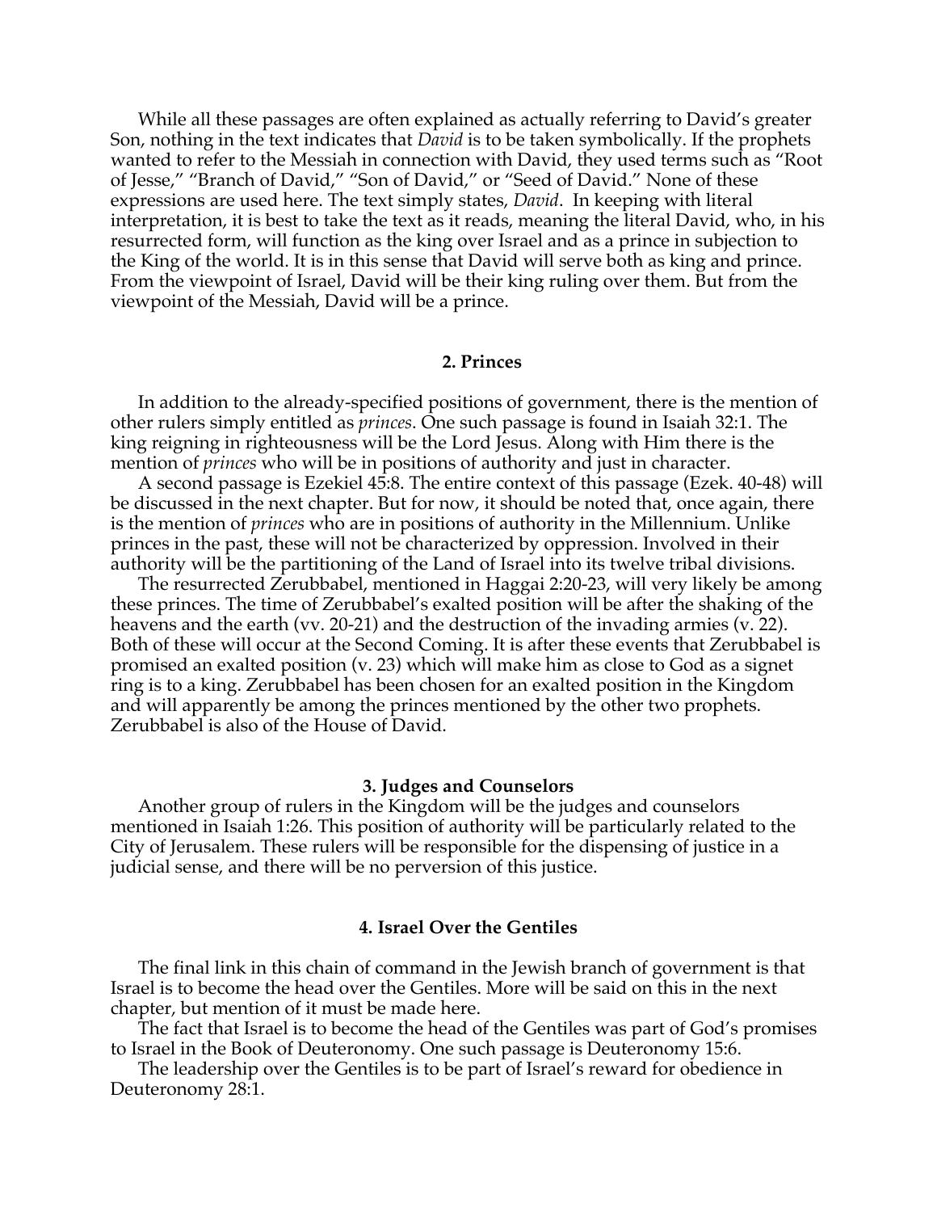While all these passages are often explained as actually referring to David's greater Son, nothing in the text indicates that *David* is to be taken symbolically. If the prophets wanted to refer to the Messiah in connection with David, they used terms such as "Root of Jesse," "Branch of David," "Son of David," or "Seed of David." None of these expressions are used here. The text simply states, *David*. In keeping with literal interpretation, it is best to take the text as it reads, meaning the literal David, who, in his resurrected form, will function as the king over Israel and as a prince in subjection to the King of the world. It is in this sense that David will serve both as king and prince. From the viewpoint of Israel, David will be their king ruling over them. But from the viewpoint of the Messiah, David will be a prince.

### 2. Princes

In addition to the already-specified positions of government, there is the mention of other rulers simply entitled as *princes*. One such passage is found in Isaiah 32:1. The king reigning in righteousness will be the Lord Jesus. Along with Him there is the mention of *princes* who will be in positions of authority and just in character.

A second passage is Ezekiel 45:8. The entire context of this passage (Ezek. 40-48) will be discussed in the next chapter. But for now, it should be noted that, once again, there is the mention of *princes* who are in positions of authority in the Millennium. Unlike princes in the past, these will not be characterized by oppression. Involved in their authority will be the partitioning of the Land of Israel into its twelve tribal divisions.

The resurrected Zerubbabel, mentioned in Haggai 2:20-23, will very likely be among these princes. The time of Zerubbabel's exalted position will be after the shaking of the heavens and the earth (vv. 20-21) and the destruction of the invading armies (v. 22). Both of these will occur at the Second Coming. It is after these events that Zerubbabel is promised an exalted position (v. 23) which will make him as close to God as a signet ring is to a king. Zerubbabel has been chosen for an exalted position in the Kingdom and will apparently be among the princes mentioned by the other two prophets. Zerubbabel is also of the House of David.

### 3. Judges and Counselors

Another group of rulers in the Kingdom will be the judges and counselors mentioned in Isaiah 1:26. This position of authority will be particularly related to the City of Jerusalem. These rulers will be responsible for the dispensing of justice in a judicial sense, and there will be no perversion of this justice.

### 4. Israel Over the Gentiles

The final link in this chain of command in the Jewish branch of government is that Israel is to become the head over the Gentiles. More will be said on this in the next chapter, but mention of it must be made here.

The fact that Israel is to become the head of the Gentiles was part of God's promises to Israel in the Book of Deuteronomy. One such passage is Deuteronomy 15:6.

The leadership over the Gentiles is to be part of Israel's reward for obedience in Deuteronomy 28:1.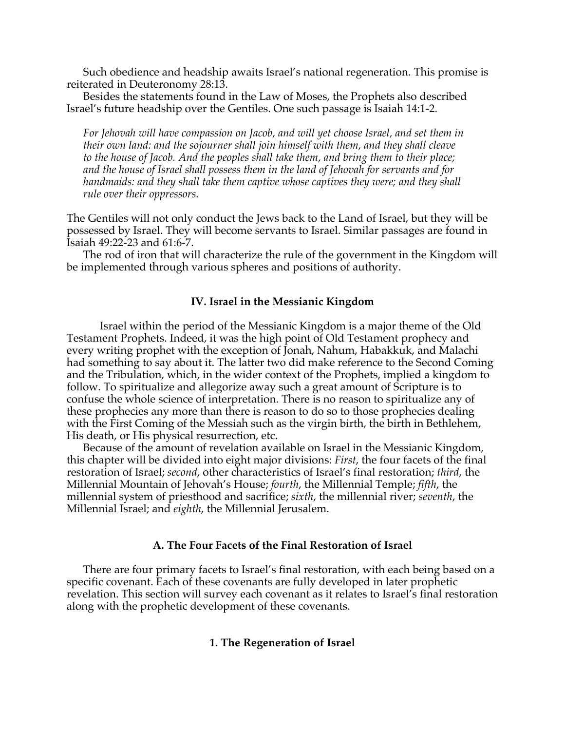Such obedience and headship awaits Israel's national regeneration. This promise is reiterated in Deuteronomy 28:13.

Besides the statements found in the Law of Moses, the Prophets also described Israel's future headship over the Gentiles. One such passage is Isaiah 14:1-2.

> *For Jehovah will have compassion on Jacob, and will yet choose Israel, and set them in their own land: and the sojourner shall join himself with them, and they shall cleave to the house of Jacob. And the peoples shall take them, and bring them to their place; and the house of Israel shall possess them in the land of Jehovah for servants and for handmaids: and they shall take them captive whose captives they were; and they shall rule over their oppressors.*

The Gentiles will not only conduct the Jews back to the Land of Israel, but they will be possessed by Israel. They will become servants to Israel. Similar passages are found in Isaiah 49:22-23 and 61:6-7.

The rod of iron that will characterize the rule of the government in the Kingdom will be implemented through various spheres and positions of authority.

## IV. Israel in the Messianic Kingdom

Israel within the period of the Messianic Kingdom is a major theme of the Old Testament Prophets. Indeed, it was the high point of Old Testament prophecy and every writing prophet with the exception of Jonah, Nahum, Habakkuk, and Malachi had something to say about it. The latter two did make reference to the Second Coming and the Tribulation, which, in the wider context of the Prophets, implied a kingdom to follow. To spiritualize and allegorize away such a great amount of Scripture is to confuse the whole science of interpretation. There is no reason to spiritualize any of these prophecies any more than there is reason to do so to those prophecies dealing with the First Coming of the Messiah such as the virgin birth, the birth in Bethlehem, His death, or His physical resurrection, etc.

Because of the amount of revelation available on Israel in the Messianic Kingdom, this chapter will be divided into eight major divisions: *First*, the four facets of the final restoration of Israel; *second*, other characteristics of Israel's final restoration; *third*, the Millennial Mountain of Jehovah's House; *fourth*, the Millennial Temple; *fifth*, the millennial system of priesthood and sacrifice; *sixth*, the millennial river; *seventh*, the Millennial Israel; and *eighth*, the Millennial Jerusalem.

### A. The Four Facets of the Final Restoration of Israel

There are four primary facets to Israel's final restoration, with each being based on a specific covenant. Each of these covenants are fully developed in later prophetic revelation. This section will survey each covenant as it relates to Israel's final restoration along with the prophetic development of these covenants.

#### 1. The Regeneration of Israel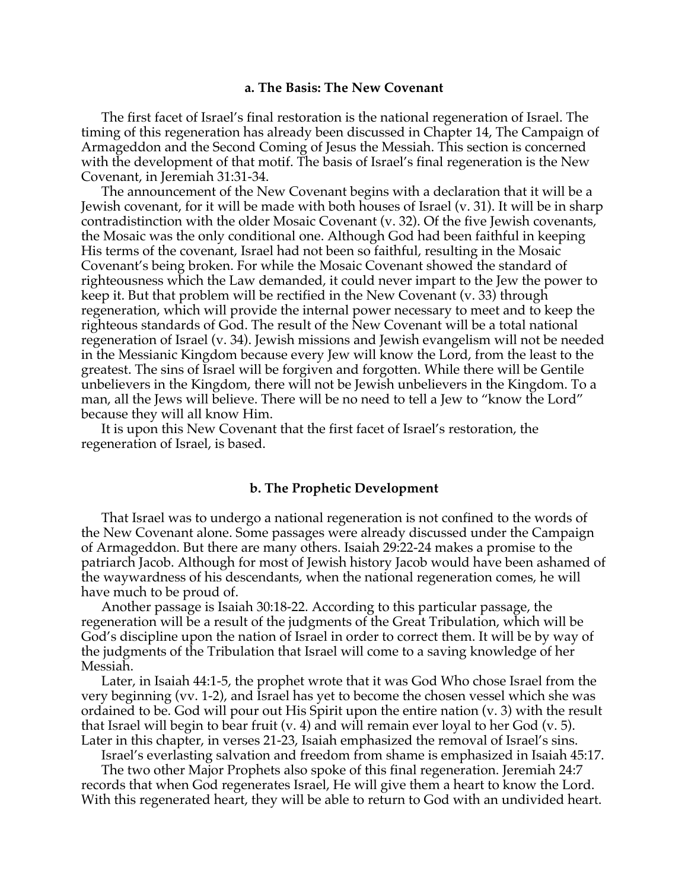### a. The Basis: The New Covenant

The first facet of Israel's final restoration is the national regeneration of Israel. The timing of this regeneration has already been discussed in Chapter 14, The Campaign of Armageddon and the Second Coming of Jesus the Messiah. This section is concerned with the development of that motif. The basis of Israel's final regeneration is the New Covenant, in Jeremiah 31:31-34.

The announcement of the New Covenant begins with a declaration that it will be a Jewish covenant, for it will be made with both houses of Israel (v. 31). It will be in sharp contradistinction with the older Mosaic Covenant (v. 32). Of the five Jewish covenants, the Mosaic was the only conditional one. Although God had been faithful in keeping His terms of the covenant, Israel had not been so faithful, resulting in the Mosaic Covenant's being broken. For while the Mosaic Covenant showed the standard of righteousness which the Law demanded, it could never impart to the Jew the power to keep it. But that problem will be rectified in the New Covenant (v. 33) through regeneration, which will provide the internal power necessary to meet and to keep the righteous standards of God. The result of the New Covenant will be a total national regeneration of Israel (v. 34). Jewish missions and Jewish evangelism will not be needed in the Messianic Kingdom because every Jew will know the Lord, from the least to the greatest. The sins of Israel will be forgiven and forgotten. While there will be Gentile unbelievers in the Kingdom, there will not be Jewish unbelievers in the Kingdom. To a man, all the Jews will believe. There will be no need to tell a Jew to "know the Lord" because they will all know Him.

It is upon this New Covenant that the first facet of Israel's restoration, the regeneration of Israel, is based.

### b. The Prophetic Development

That Israel was to undergo a national regeneration is not confined to the words of the New Covenant alone. Some passages were already discussed under the Campaign of Armageddon. But there are many others. Isaiah 29:22-24 makes a promise to the patriarch Jacob. Although for most of Jewish history Jacob would have been ashamed of the waywardness of his descendants, when the national regeneration comes, he will have much to be proud of.

Another passage is Isaiah 30:18-22. According to this particular passage, the regeneration will be a result of the judgments of the Great Tribulation, which will be God's discipline upon the nation of Israel in order to correct them. It will be by way of the judgments of the Tribulation that Israel will come to a saving knowledge of her Messiah.

Later, in Isaiah 44:1-5, the prophet wrote that it was God Who chose Israel from the very beginning (vv. 1-2), and Israel has yet to become the chosen vessel which she was ordained to be. God will pour out His Spirit upon the entire nation (v. 3) with the result that Israel will begin to bear fruit (v. 4) and will remain ever loyal to her God (v. 5). Later in this chapter, in verses 21-23, Isaiah emphasized the removal of Israel's sins.

Israel's everlasting salvation and freedom from shame is emphasized in Isaiah 45:17.

The two other Major Prophets also spoke of this final regeneration. Jeremiah 24:7 records that when God regenerates Israel, He will give them a heart to know the Lord. With this regenerated heart, they will be able to return to God with an undivided heart.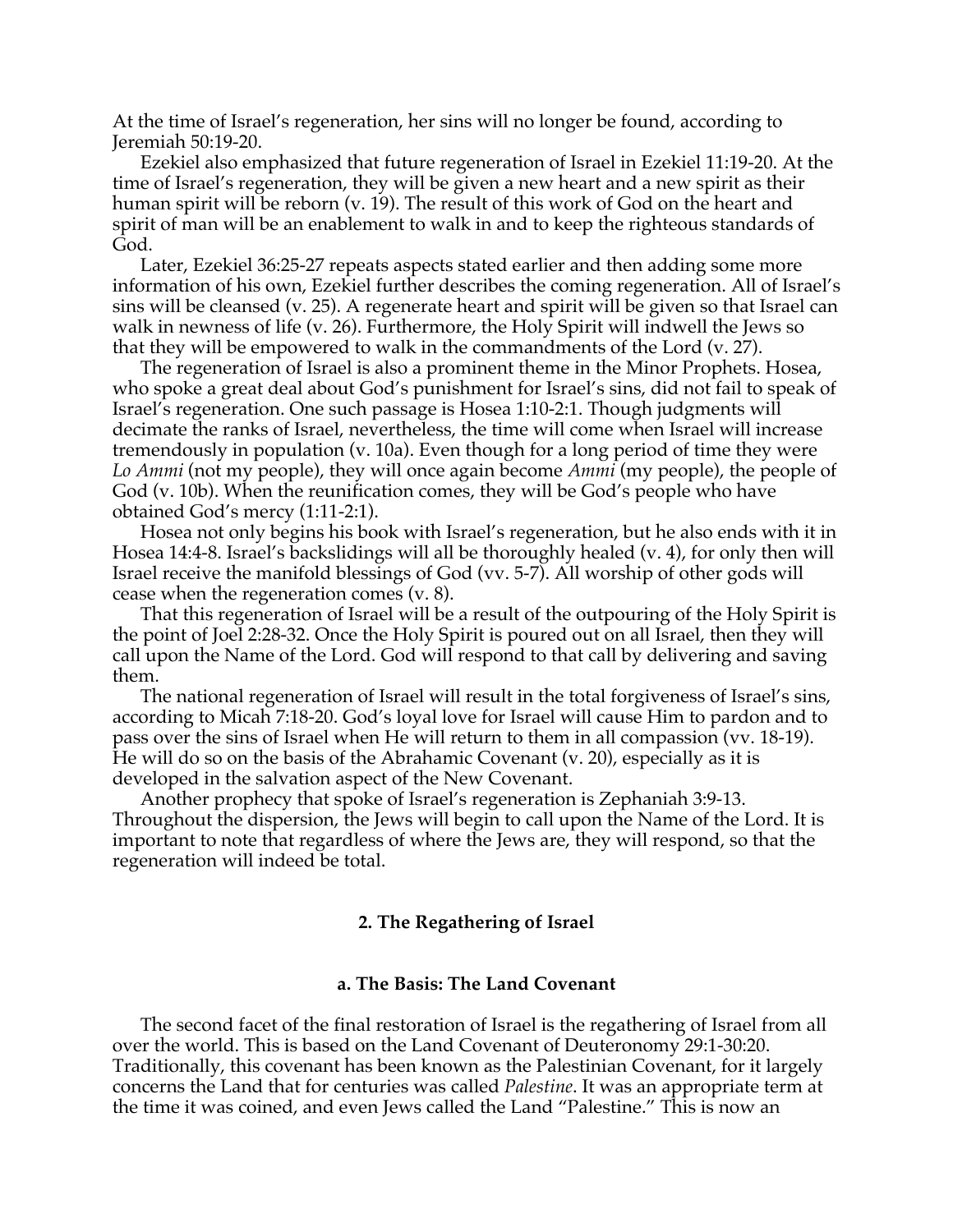At the time of Israel's regeneration, her sins will no longer be found, according to Jeremiah 50:19-20.

Ezekiel also emphasized that future regeneration of Israel in Ezekiel 11:19-20. At the time of Israel's regeneration, they will be given a new heart and a new spirit as their human spirit will be reborn (v. 19). The result of this work of God on the heart and spirit of man will be an enablement to walk in and to keep the righteous standards of God.

Later, Ezekiel 36:25-27 repeats aspects stated earlier and then adding some more information of his own, Ezekiel further describes the coming regeneration. All of Israel's sins will be cleansed (v. 25). A regenerate heart and spirit will be given so that Israel can walk in newness of life (v. 26). Furthermore, the Holy Spirit will indwell the Jews so that they will be empowered to walk in the commandments of the Lord (v. 27).

The regeneration of Israel is also a prominent theme in the Minor Prophets. Hosea, who spoke a great deal about God's punishment for Israel's sins, did not fail to speak of Israel's regeneration. One such passage is Hosea 1:10-2:1. Though judgments will decimate the ranks of Israel, nevertheless, the time will come when Israel will increase tremendously in population (v. 10a). Even though for a long period of time they were *Lo Ammi* (not my people), they will once again become *Ammi* (my people), the people of God (v. 10b). When the reunification comes, they will be God's people who have obtained God's mercy (1:11-2:1).

Hosea not only begins his book with Israel's regeneration, but he also ends with it in Hosea 14:4-8. Israel's backslidings will all be thoroughly healed (v. 4), for only then will Israel receive the manifold blessings of God (vv. 5-7). All worship of other gods will cease when the regeneration comes (v. 8).

That this regeneration of Israel will be a result of the outpouring of the Holy Spirit is the point of Joel 2:28-32. Once the Holy Spirit is poured out on all Israel, then they will call upon the Name of the Lord. God will respond to that call by delivering and saving them.

The national regeneration of Israel will result in the total forgiveness of Israel's sins, according to Micah 7:18-20. God's loyal love for Israel will cause Him to pardon and to pass over the sins of Israel when He will return to them in all compassion (vv. 18-19). He will do so on the basis of the Abrahamic Covenant (v. 20), especially as it is developed in the salvation aspect of the New Covenant.

Another prophecy that spoke of Israel's regeneration is Zephaniah 3:9-13. Throughout the dispersion, the Jews will begin to call upon the Name of the Lord. It is important to note that regardless of where the Jews are, they will respond, so that the regeneration will indeed be total.

### 2. The Regathering of Israel

#### a. The Basis: The Land Covenant

The second facet of the final restoration of Israel is the regathering of Israel from all over the world. This is based on the Land Covenant of Deuteronomy 29:1-30:20. Traditionally, this covenant has been known as the Palestinian Covenant, for it largely concerns the Land that for centuries was called *Palestine*. It was an appropriate term at the time it was coined, and even Jews called the Land "Palestine." This is now an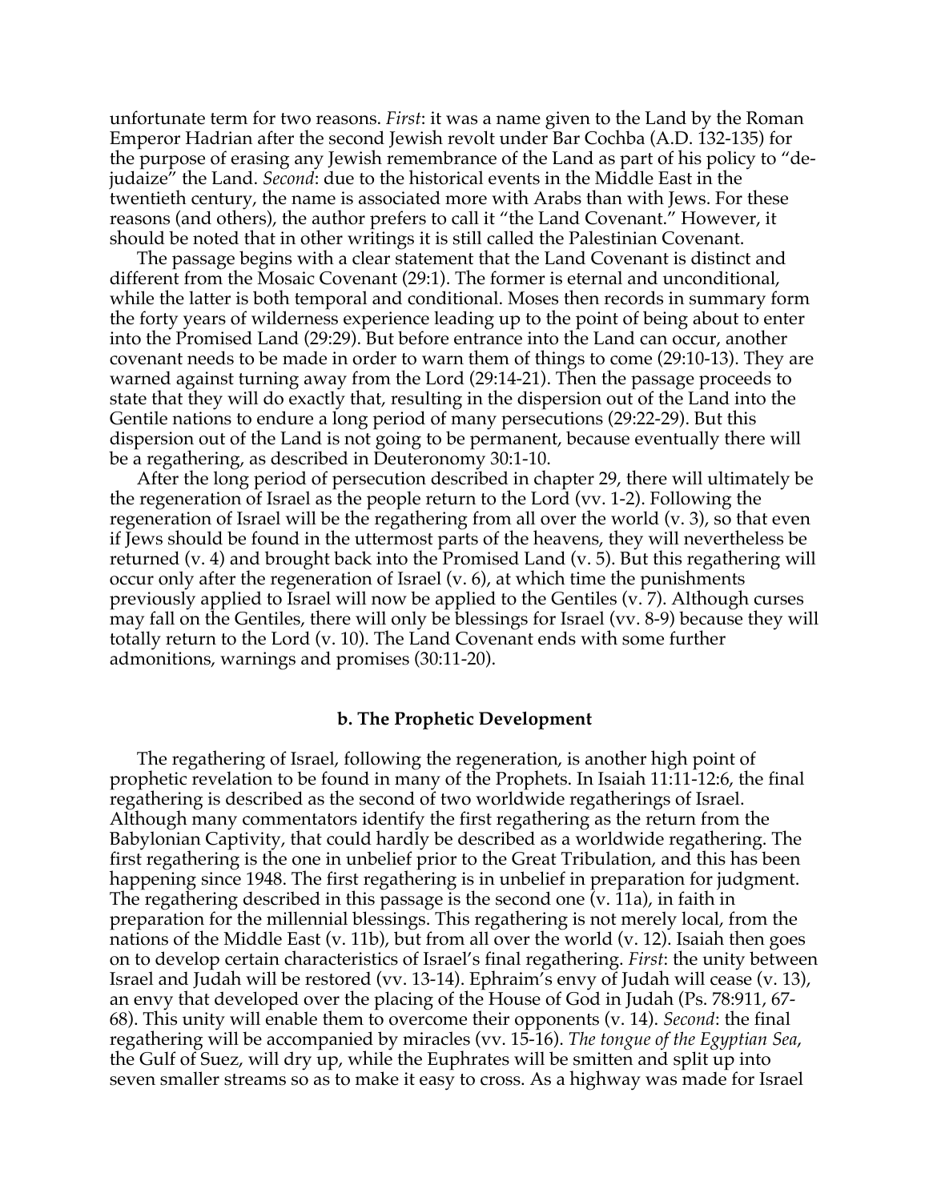unfortunate term for two reasons. *First*: it was a name given to the Land by the Roman Emperor Hadrian after the second Jewish revolt under Bar Cochba (A.D. 132-135) for the purpose of erasing any Jewish remembrance of the Land as part of his policy to "de-judaize" the Land. *Second*: due to the historical events in the Middle East in the twentieth century, the name is associated more with Arabs than with Jews. For these reasons (and others), the author prefers to call it "the Land Covenant." However, it should be noted that in other writings it is still called the Palestinian Covenant.

The passage begins with a clear statement that the Land Covenant is distinct and different from the Mosaic Covenant (29:1). The former is eternal and unconditional, while the latter is both temporal and conditional. Moses then records in summary form the forty years of wilderness experience leading up to the point of being about to enter into the Promised Land (29:29). But before entrance into the Land can occur, another covenant needs to be made in order to warn them of things to come (29:10-13). They are warned against turning away from the Lord (29:14-21). Then the passage proceeds to state that they will do exactly that, resulting in the dispersion out of the Land into the Gentile nations to endure a long period of many persecutions (29:22-29). But this dispersion out of the Land is not going to be permanent, because eventually there will be a regathering, as described in Deuteronomy 30:1-10.

After the long period of persecution described in chapter 29, there will ultimately be the regeneration of Israel as the people return to the Lord (vv. 1-2). Following the regeneration of Israel will be the regathering from all over the world (v. 3), so that even if Jews should be found in the uttermost parts of the heavens, they will nevertheless be returned (v. 4) and brought back into the Promised Land (v. 5). But this regathering will occur only after the regeneration of Israel (v. 6), at which time the punishments previously applied to Israel will now be applied to the Gentiles (v. 7). Although curses may fall on the Gentiles, there will only be blessings for Israel (vv. 8-9) because they will totally return to the Lord (v. 10). The Land Covenant ends with some further admonitions, warnings and promises (30:11-20).

### b. The Prophetic Development

The regathering of Israel, following the regeneration, is another high point of prophetic revelation to be found in many of the Prophets. In Isaiah 11:11-12:6, the final regathering is described as the second of two worldwide regatherings of Israel. Although many commentators identify the first regathering as the return from the Babylonian Captivity, that could hardly be described as a worldwide regathering. The first regathering is the one in unbelief prior to the Great Tribulation, and this has been happening since 1948. The first regathering is in unbelief in preparation for judgment. The regathering described in this passage is the second one (v. 11a), in faith in preparation for the millennial blessings. This regathering is not merely local, from the nations of the Middle East (v. 11b), but from all over the world (v. 12). Isaiah then goes on to develop certain characteristics of Israel's final regathering. *First*: the unity between Israel and Judah will be restored (vv. 13-14). Ephraim's envy of Judah will cease (v. 13), an envy that developed over the placing of the House of God in Judah (Ps. 78:911, 67-68). This unity will enable them to overcome their opponents (v. 14). *Second*: the final regathering will be accompanied by miracles (vv. 15-16). *The tongue of the Egyptian Sea*, the Gulf of Suez, will dry up, while the Euphrates will be smitten and split up into seven smaller streams so as to make it easy to cross. As a highway was made for Israel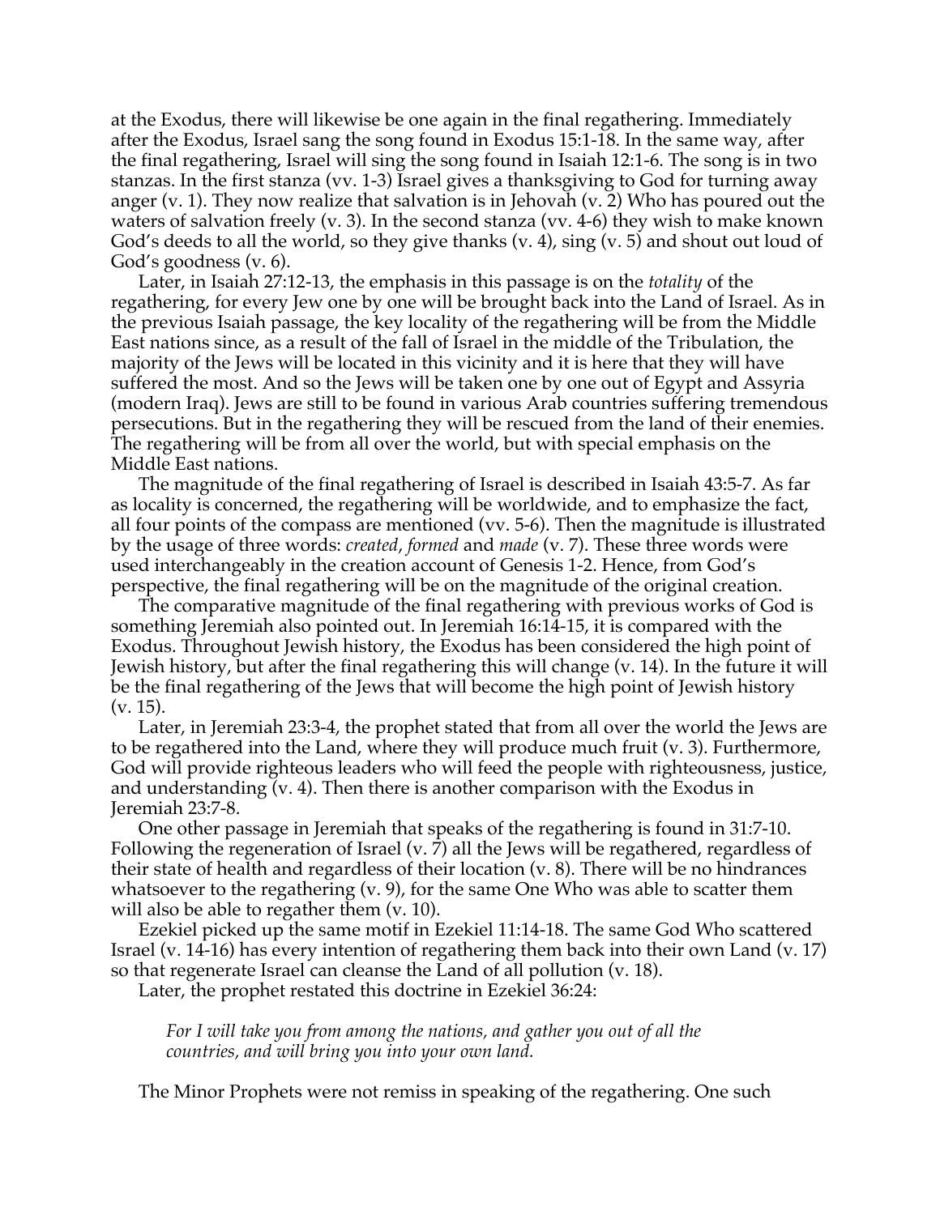at the Exodus, there will likewise be one again in the final regathering. Immediately after the Exodus, Israel sang the song found in Exodus 15:1-18. In the same way, after the final regathering, Israel will sing the song found in Isaiah 12:1-6. The song is in two stanzas. In the first stanza (vv. 1-3) Israel gives a thanksgiving to God for turning away anger (v. 1). They now realize that salvation is in Jehovah (v. 2) Who has poured out the waters of salvation freely (v. 3). In the second stanza (vv. 4-6) they wish to make known God's deeds to all the world, so they give thanks (v. 4), sing (v. 5) and shout out loud of God's goodness (v. 6).

Later, in Isaiah 27:12-13, the emphasis in this passage is on the *totality* of the regathering, for every Jew one by one will be brought back into the Land of Israel. As in the previous Isaiah passage, the key locality of the regathering will be from the Middle East nations since, as a result of the fall of Israel in the middle of the Tribulation, the majority of the Jews will be located in this vicinity and it is here that they will have suffered the most. And so the Jews will be taken one by one out of Egypt and Assyria (modern Iraq). Jews are still to be found in various Arab countries suffering tremendous persecutions. But in the regathering they will be rescued from the land of their enemies. The regathering will be from all over the world, but with special emphasis on the Middle East nations.

The magnitude of the final regathering of Israel is described in Isaiah 43:5-7. As far as locality is concerned, the regathering will be worldwide, and to emphasize the fact, all four points of the compass are mentioned (vv. 5-6). Then the magnitude is illustrated by the usage of three words: *created*, *formed* and *made* (v. 7). These three words were used interchangeably in the creation account of Genesis 1-2. Hence, from God's perspective, the final regathering will be on the magnitude of the original creation.

The comparative magnitude of the final regathering with previous works of God is something Jeremiah also pointed out. In Jeremiah 16:14-15, it is compared with the Exodus. Throughout Jewish history, the Exodus has been considered the high point of Jewish history, but after the final regathering this will change (v. 14). In the future it will be the final regathering of the Jews that will become the high point of Jewish history (v. 15).

Later, in Jeremiah 23:3-4, the prophet stated that from all over the world the Jews are to be regathered into the Land, where they will produce much fruit (v. 3). Furthermore, God will provide righteous leaders who will feed the people with righteousness, justice, and understanding (v. 4). Then there is another comparison with the Exodus in Jeremiah 23:7-8.

One other passage in Jeremiah that speaks of the regathering is found in 31:7-10. Following the regeneration of Israel (v. 7) all the Jews will be regathered, regardless of their state of health and regardless of their location (v. 8). There will be no hindrances whatsoever to the regathering (v. 9), for the same One Who was able to scatter them will also be able to regather them (v. 10).

Ezekiel picked up the same motif in Ezekiel 11:14-18. The same God Who scattered Israel (v. 14-16) has every intention of regathering them back into their own Land (v. 17) so that regenerate Israel can cleanse the Land of all pollution (v. 18).

Later, the prophet restated this doctrine in Ezekiel 36:24:

> *For I will take you from among the nations, and gather you out of all the countries, and will bring you into your own land.*

The Minor Prophets were not remiss in speaking of the regathering. One such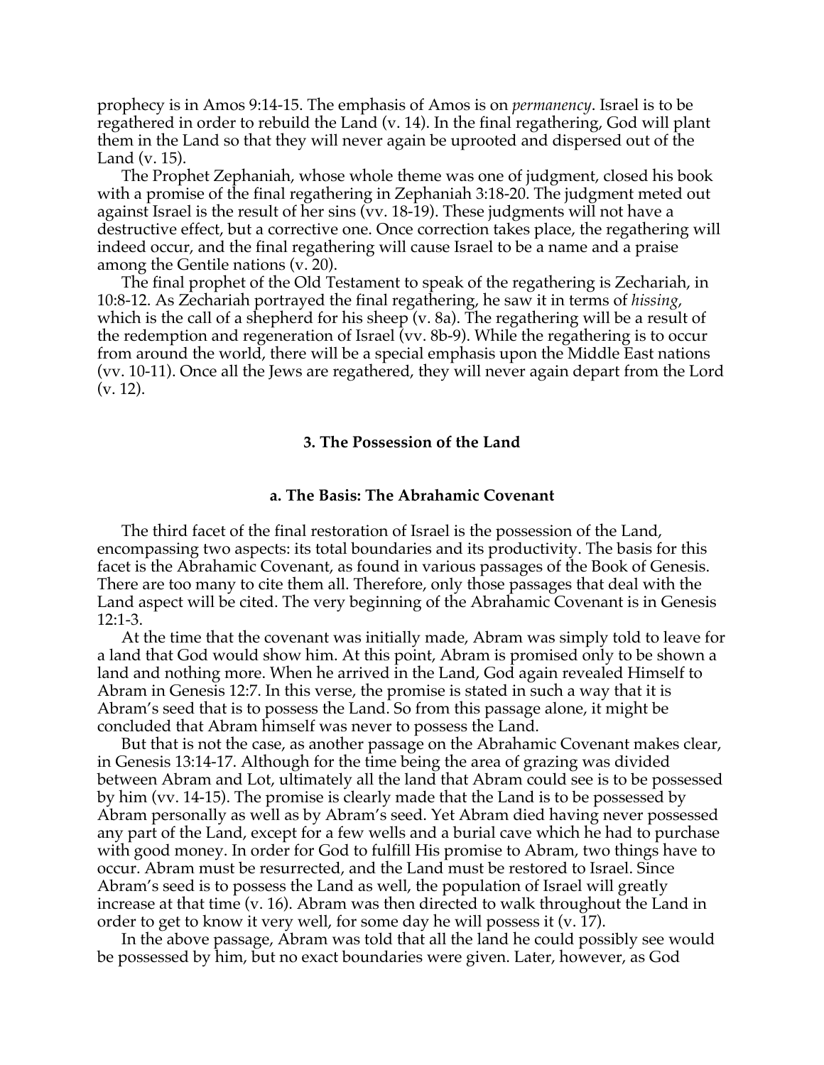prophecy is in Amos 9:14-15. The emphasis of Amos is on *permanency*. Israel is to be regathered in order to rebuild the Land (v. 14). In the final regathering, God will plant them in the Land so that they will never again be uprooted and dispersed out of the Land (v. 15).

The Prophet Zephaniah, whose whole theme was one of judgment, closed his book with a promise of the final regathering in Zephaniah 3:18-20. The judgment meted out against Israel is the result of her sins (vv. 18-19). These judgments will not have a destructive effect, but a corrective one. Once correction takes place, the regathering will indeed occur, and the final regathering will cause Israel to be a name and a praise among the Gentile nations (v. 20).

The final prophet of the Old Testament to speak of the regathering is Zechariah, in 10:8-12. As Zechariah portrayed the final regathering, he saw it in terms of *hissing*, which is the call of a shepherd for his sheep (v. 8a). The regathering will be a result of the redemption and regeneration of Israel (vv. 8b-9). While the regathering is to occur from around the world, there will be a special emphasis upon the Middle East nations (vv. 10-11). Once all the Jews are regathered, they will never again depart from the Lord (v. 12).

### 3. The Possession of the Land

#### a. The Basis: The Abrahamic Covenant

The third facet of the final restoration of Israel is the possession of the Land, encompassing two aspects: its total boundaries and its productivity. The basis for this facet is the Abrahamic Covenant, as found in various passages of the Book of Genesis. There are too many to cite them all. Therefore, only those passages that deal with the Land aspect will be cited. The very beginning of the Abrahamic Covenant is in Genesis 12:1-3.

At the time that the covenant was initially made, Abram was simply told to leave for a land that God would show him. At this point, Abram is promised only to be shown a land and nothing more. When he arrived in the Land, God again revealed Himself to Abram in Genesis 12:7. In this verse, the promise is stated in such a way that it is Abram's seed that is to possess the Land. So from this passage alone, it might be concluded that Abram himself was never to possess the Land.

But that is not the case, as another passage on the Abrahamic Covenant makes clear, in Genesis 13:14-17. Although for the time being the area of grazing was divided between Abram and Lot, ultimately all the land that Abram could see is to be possessed by him (vv. 14-15). The promise is clearly made that the Land is to be possessed by Abram personally as well as by Abram's seed. Yet Abram died having never possessed any part of the Land, except for a few wells and a burial cave which he had to purchase with good money. In order for God to fulfill His promise to Abram, two things have to occur. Abram must be resurrected, and the Land must be restored to Israel. Since Abram's seed is to possess the Land as well, the population of Israel will greatly increase at that time (v. 16). Abram was then directed to walk throughout the Land in order to get to know it very well, for some day he will possess it (v. 17).

In the above passage, Abram was told that all the land he could possibly see would be possessed by him, but no exact boundaries were given. Later, however, as God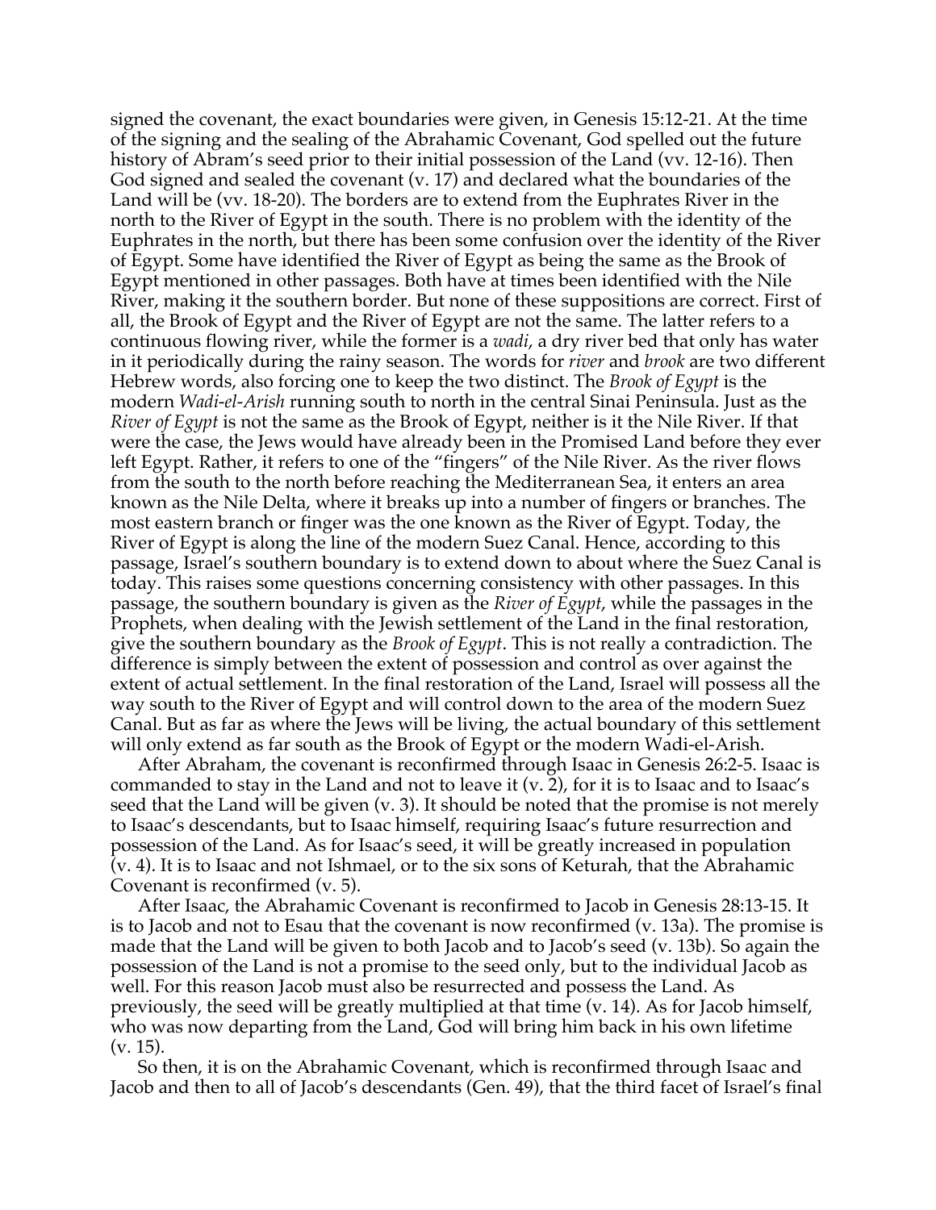signed the covenant, the exact boundaries were given, in Genesis 15:12-21. At the time of the signing and the sealing of the Abrahamic Covenant, God spelled out the future history of Abram's seed prior to their initial possession of the Land (vv. 12-16). Then God signed and sealed the covenant (v. 17) and declared what the boundaries of the Land will be (vv. 18-20). The borders are to extend from the Euphrates River in the north to the River of Egypt in the south. There is no problem with the identity of the Euphrates in the north, but there has been some confusion over the identity of the River of Egypt. Some have identified the River of Egypt as being the same as the Brook of Egypt mentioned in other passages. Both have at times been identified with the Nile River, making it the southern border. But none of these suppositions are correct. First of all, the Brook of Egypt and the River of Egypt are not the same. The latter refers to a continuous flowing river, while the former is a *wadi*, a dry river bed that only has water in it periodically during the rainy season. The words for *river* and *brook* are two different Hebrew words, also forcing one to keep the two distinct. The *Brook of Egypt* is the modern *Wadi-el-Arish* running south to north in the central Sinai Peninsula. Just as the *River of Egypt* is not the same as the Brook of Egypt, neither is it the Nile River. If that were the case, the Jews would have already been in the Promised Land before they ever left Egypt. Rather, it refers to one of the "fingers" of the Nile River. As the river flows from the south to the north before reaching the Mediterranean Sea, it enters an area known as the Nile Delta, where it breaks up into a number of fingers or branches. The most eastern branch or finger was the one known as the River of Egypt. Today, the River of Egypt is along the line of the modern Suez Canal. Hence, according to this passage, Israel's southern boundary is to extend down to about where the Suez Canal is today. This raises some questions concerning consistency with other passages. In this passage, the southern boundary is given as the *River of Egypt*, while the passages in the Prophets, when dealing with the Jewish settlement of the Land in the final restoration, give the southern boundary as the *Brook of Egypt*. This is not really a contradiction. The difference is simply between the extent of possession and control as over against the extent of actual settlement. In the final restoration of the Land, Israel will possess all the way south to the River of Egypt and will control down to the area of the modern Suez Canal. But as far as where the Jews will be living, the actual boundary of this settlement will only extend as far south as the Brook of Egypt or the modern Wadi-el-Arish.

After Abraham, the covenant is reconfirmed through Isaac in Genesis 26:2-5. Isaac is commanded to stay in the Land and not to leave it (v. 2), for it is to Isaac and to Isaac's seed that the Land will be given (v. 3). It should be noted that the promise is not merely to Isaac's descendants, but to Isaac himself, requiring Isaac's future resurrection and possession of the Land. As for Isaac's seed, it will be greatly increased in population (v. 4). It is to Isaac and not Ishmael, or to the six sons of Keturah, that the Abrahamic Covenant is reconfirmed (v. 5).

After Isaac, the Abrahamic Covenant is reconfirmed to Jacob in Genesis 28:13-15. It is to Jacob and not to Esau that the covenant is now reconfirmed (v. 13a). The promise is made that the Land will be given to both Jacob and to Jacob's seed (v. 13b). So again the possession of the Land is not a promise to the seed only, but to the individual Jacob as well. For this reason Jacob must also be resurrected and possess the Land. As previously, the seed will be greatly multiplied at that time (v. 14). As for Jacob himself, who was now departing from the Land, God will bring him back in his own lifetime (v. 15).

So then, it is on the Abrahamic Covenant, which is reconfirmed through Isaac and Jacob and then to all of Jacob's descendants (Gen. 49), that the third facet of Israel's final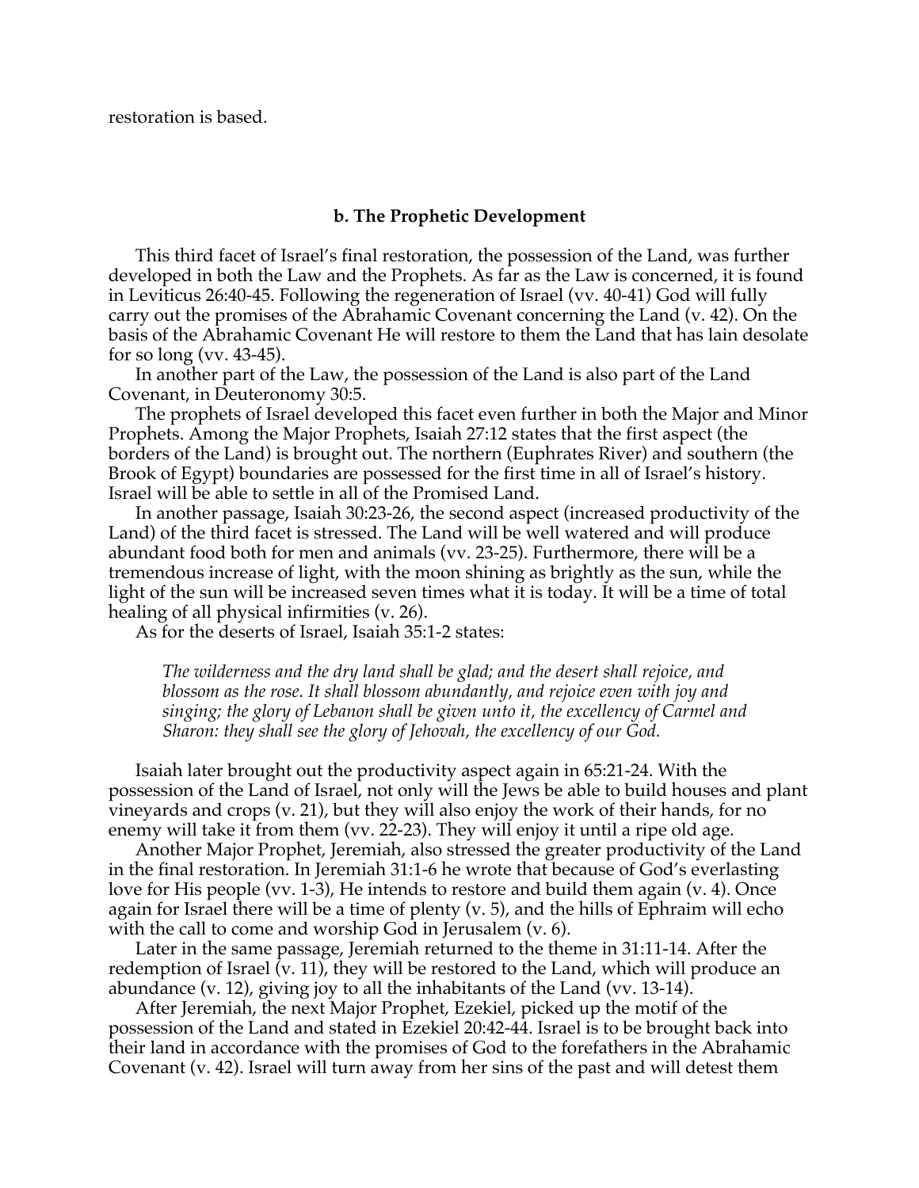restoration is based.

### b. The Prophetic Development

This third facet of Israel's final restoration, the possession of the Land, was further developed in both the Law and the Prophets. As far as the Law is concerned, it is found in Leviticus 26:40-45. Following the regeneration of Israel (vv. 40-41) God will fully carry out the promises of the Abrahamic Covenant concerning the Land (v. 42). On the basis of the Abrahamic Covenant He will restore to them the Land that has lain desolate for so long (vv. 43-45).

In another part of the Law, the possession of the Land is also part of the Land Covenant, in Deuteronomy 30:5.

The prophets of Israel developed this facet even further in both the Major and Minor Prophets. Among the Major Prophets, Isaiah 27:12 states that the first aspect (the borders of the Land) is brought out. The northern (Euphrates River) and southern (the Brook of Egypt) boundaries are possessed for the first time in all of Israel's history. Israel will be able to settle in all of the Promised Land.

In another passage, Isaiah 30:23-26, the second aspect (increased productivity of the Land) of the third facet is stressed. The Land will be well watered and will produce abundant food both for men and animals (vv. 23-25). Furthermore, there will be a tremendous increase of light, with the moon shining as brightly as the sun, while the light of the sun will be increased seven times what it is today. It will be a time of total healing of all physical infirmities (v. 26).

As for the deserts of Israel, Isaiah 35:1-2 states:

> *The wilderness and the dry land shall be glad; and the desert shall rejoice, and blossom as the rose. It shall blossom abundantly, and rejoice even with joy and singing; the glory of Lebanon shall be given unto it, the excellency of Carmel and Sharon: they shall see the glory of Jehovah, the excellency of our God.*

Isaiah later brought out the productivity aspect again in 65:21-24. With the possession of the Land of Israel, not only will the Jews be able to build houses and plant vineyards and crops (v. 21), but they will also enjoy the work of their hands, for no enemy will take it from them (vv. 22-23). They will enjoy it until a ripe old age.

Another Major Prophet, Jeremiah, also stressed the greater productivity of the Land in the final restoration. In Jeremiah 31:1-6 he wrote that because of God's everlasting love for His people (vv. 1-3), He intends to restore and build them again (v. 4). Once again for Israel there will be a time of plenty (v. 5), and the hills of Ephraim will echo with the call to come and worship God in Jerusalem (v. 6).

Later in the same passage, Jeremiah returned to the theme in 31:11-14. After the redemption of Israel (v. 11), they will be restored to the Land, which will produce an abundance (v. 12), giving joy to all the inhabitants of the Land (vv. 13-14).

After Jeremiah, the next Major Prophet, Ezekiel, picked up the motif of the possession of the Land and stated in Ezekiel 20:42-44. Israel is to be brought back into their land in accordance with the promises of God to the forefathers in the Abrahamic Covenant (v. 42). Israel will turn away from her sins of the past and will detest them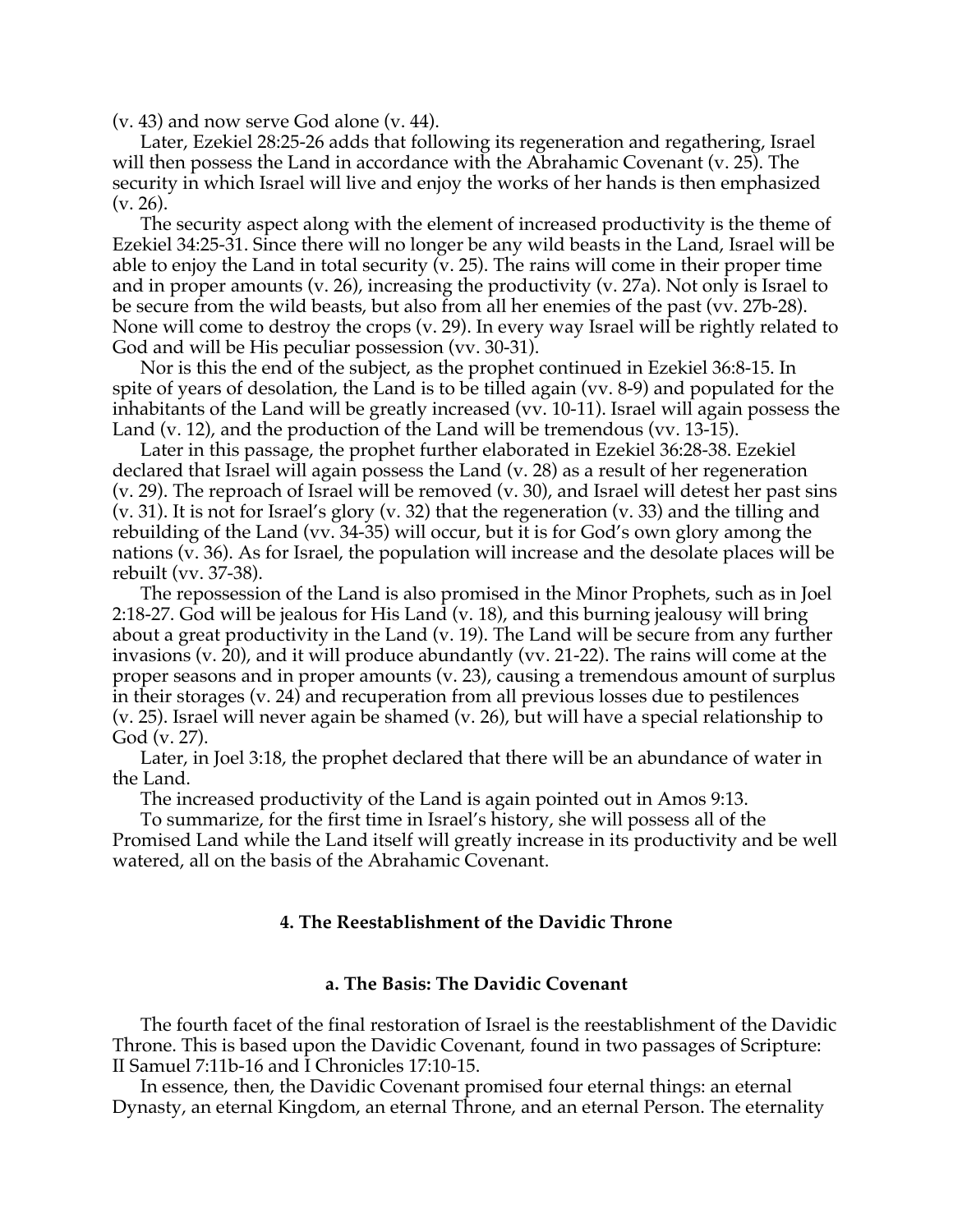(v. 43) and now serve God alone (v. 44).

Later, Ezekiel 28:25-26 adds that following its regeneration and regathering, Israel will then possess the Land in accordance with the Abrahamic Covenant (v. 25). The security in which Israel will live and enjoy the works of her hands is then emphasized (v. 26).

The security aspect along with the element of increased productivity is the theme of Ezekiel 34:25-31. Since there will no longer be any wild beasts in the Land, Israel will be able to enjoy the Land in total security (v. 25). The rains will come in their proper time and in proper amounts (v. 26), increasing the productivity (v. 27a). Not only is Israel to be secure from the wild beasts, but also from all her enemies of the past (vv. 27b-28). None will come to destroy the crops (v. 29). In every way Israel will be rightly related to God and will be His peculiar possession (vv. 30-31).

Nor is this the end of the subject, as the prophet continued in Ezekiel 36:8-15. In spite of years of desolation, the Land is to be tilled again (vv. 8-9) and populated for the inhabitants of the Land will be greatly increased (vv. 10-11). Israel will again possess the Land (v. 12), and the production of the Land will be tremendous (vv. 13-15).

Later in this passage, the prophet further elaborated in Ezekiel 36:28-38. Ezekiel declared that Israel will again possess the Land (v. 28) as a result of her regeneration (v. 29). The reproach of Israel will be removed (v. 30), and Israel will detest her past sins (v. 31). It is not for Israel's glory (v. 32) that the regeneration (v. 33) and the tilling and rebuilding of the Land (vv. 34-35) will occur, but it is for God's own glory among the nations (v. 36). As for Israel, the population will increase and the desolate places will be rebuilt (vv. 37-38).

The repossession of the Land is also promised in the Minor Prophets, such as in Joel 2:18-27. God will be jealous for His Land (v. 18), and this burning jealousy will bring about a great productivity in the Land (v. 19). The Land will be secure from any further invasions (v. 20), and it will produce abundantly (vv. 21-22). The rains will come at the proper seasons and in proper amounts (v. 23), causing a tremendous amount of surplus in their storages (v. 24) and recuperation from all previous losses due to pestilences (v. 25). Israel will never again be shamed (v. 26), but will have a special relationship to God (v. 27).

Later, in Joel 3:18, the prophet declared that there will be an abundance of water in the Land.

The increased productivity of the Land is again pointed out in Amos 9:13.

To summarize, for the first time in Israel's history, she will possess all of the Promised Land while the Land itself will greatly increase in its productivity and be well watered, all on the basis of the Abrahamic Covenant.

### 4. The Reestablishment of the Davidic Throne

#### a. The Basis: The Davidic Covenant

The fourth facet of the final restoration of Israel is the reestablishment of the Davidic Throne. This is based upon the Davidic Covenant, found in two passages of Scripture: II Samuel 7:11b-16 and I Chronicles 17:10-15.

In essence, then, the Davidic Covenant promised four eternal things: an eternal Dynasty, an eternal Kingdom, an eternal Throne, and an eternal Person. The eternality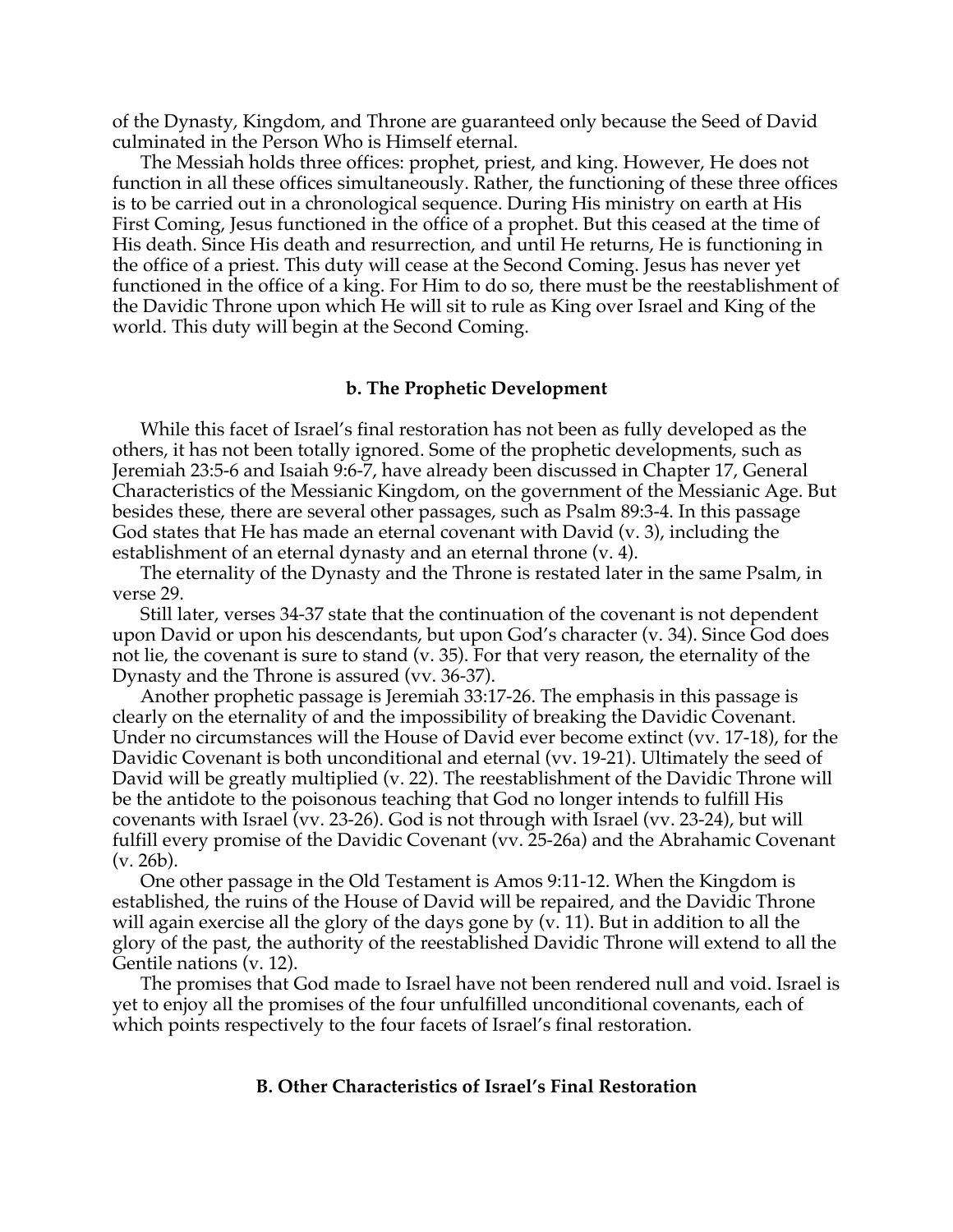of the Dynasty, Kingdom, and Throne are guaranteed only because the Seed of David culminated in the Person Who is Himself eternal.

The Messiah holds three offices: prophet, priest, and king. However, He does not function in all these offices simultaneously. Rather, the functioning of these three offices is to be carried out in a chronological sequence. During His ministry on earth at His First Coming, Jesus functioned in the office of a prophet. But this ceased at the time of His death. Since His death and resurrection, and until He returns, He is functioning in the office of a priest. This duty will cease at the Second Coming. Jesus has never yet functioned in the office of a king. For Him to do so, there must be the reestablishment of the Davidic Throne upon which He will sit to rule as King over Israel and King of the world. This duty will begin at the Second Coming.

### b. The Prophetic Development

While this facet of Israel's final restoration has not been as fully developed as the others, it has not been totally ignored. Some of the prophetic developments, such as Jeremiah 23:5-6 and Isaiah 9:6-7, have already been discussed in Chapter 17, General Characteristics of the Messianic Kingdom, on the government of the Messianic Age. But besides these, there are several other passages, such as Psalm 89:3-4. In this passage God states that He has made an eternal covenant with David (v. 3), including the establishment of an eternal dynasty and an eternal throne (v. 4).

The eternality of the Dynasty and the Throne is restated later in the same Psalm, in verse 29.

Still later, verses 34-37 state that the continuation of the covenant is not dependent upon David or upon his descendants, but upon God's character (v. 34). Since God does not lie, the covenant is sure to stand (v. 35). For that very reason, the eternality of the Dynasty and the Throne is assured (vv. 36-37).

Another prophetic passage is Jeremiah 33:17-26. The emphasis in this passage is clearly on the eternality of and the impossibility of breaking the Davidic Covenant. Under no circumstances will the House of David ever become extinct (vv. 17-18), for the Davidic Covenant is both unconditional and eternal (vv. 19-21). Ultimately the seed of David will be greatly multiplied (v. 22). The reestablishment of the Davidic Throne will be the antidote to the poisonous teaching that God no longer intends to fulfill His covenants with Israel (vv. 23-26). God is not through with Israel (vv. 23-24), but will fulfill every promise of the Davidic Covenant (vv. 25-26a) and the Abrahamic Covenant (v. 26b).

One other passage in the Old Testament is Amos 9:11-12. When the Kingdom is established, the ruins of the House of David will be repaired, and the Davidic Throne will again exercise all the glory of the days gone by (v. 11). But in addition to all the glory of the past, the authority of the reestablished Davidic Throne will extend to all the Gentile nations (v. 12).

The promises that God made to Israel have not been rendered null and void. Israel is yet to enjoy all the promises of the four unfulfilled unconditional covenants, each of which points respectively to the four facets of Israel's final restoration.

## B. Other Characteristics of Israel's Final Restoration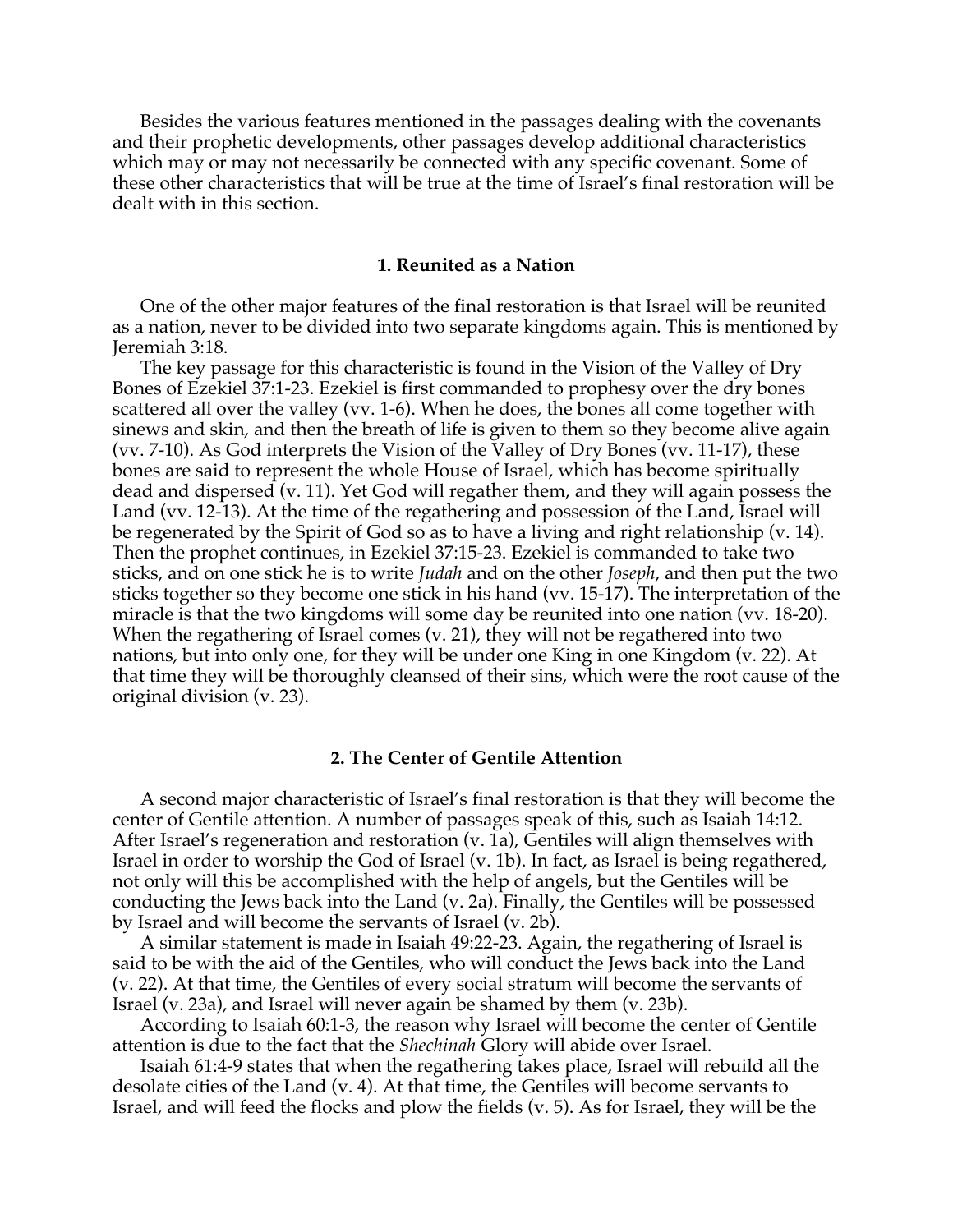Besides the various features mentioned in the passages dealing with the covenants and their prophetic developments, other passages develop additional characteristics which may or may not necessarily be connected with any specific covenant. Some of these other characteristics that will be true at the time of Israel's final restoration will be dealt with in this section.

### 1. Reunited as a Nation

One of the other major features of the final restoration is that Israel will be reunited as a nation, never to be divided into two separate kingdoms again. This is mentioned by Jeremiah 3:18.

The key passage for this characteristic is found in the Vision of the Valley of Dry Bones of Ezekiel 37:1-23. Ezekiel is first commanded to prophesy over the dry bones scattered all over the valley (vv. 1-6). When he does, the bones all come together with sinews and skin, and then the breath of life is given to them so they become alive again (vv. 7-10). As God interprets the Vision of the Valley of Dry Bones (vv. 11-17), these bones are said to represent the whole House of Israel, which has become spiritually dead and dispersed (v. 11). Yet God will regather them, and they will again possess the Land (vv. 12-13). At the time of the regathering and possession of the Land, Israel will be regenerated by the Spirit of God so as to have a living and right relationship (v. 14). Then the prophet continues, in Ezekiel 37:15-23. Ezekiel is commanded to take two sticks, and on one stick he is to write *Judah* and on the other *Joseph*, and then put the two sticks together so they become one stick in his hand (vv. 15-17). The interpretation of the miracle is that the two kingdoms will some day be reunited into one nation (vv. 18-20). When the regathering of Israel comes (v. 21), they will not be regathered into two nations, but into only one, for they will be under one King in one Kingdom (v. 22). At that time they will be thoroughly cleansed of their sins, which were the root cause of the original division (v. 23).

### 2. The Center of Gentile Attention

A second major characteristic of Israel's final restoration is that they will become the center of Gentile attention. A number of passages speak of this, such as Isaiah 14:12. After Israel's regeneration and restoration (v. 1a), Gentiles will align themselves with Israel in order to worship the God of Israel (v. 1b). In fact, as Israel is being regathered, not only will this be accomplished with the help of angels, but the Gentiles will be conducting the Jews back into the Land (v. 2a). Finally, the Gentiles will be possessed by Israel and will become the servants of Israel (v. 2b).

A similar statement is made in Isaiah 49:22-23. Again, the regathering of Israel is said to be with the aid of the Gentiles, who will conduct the Jews back into the Land (v. 22). At that time, the Gentiles of every social stratum will become the servants of Israel (v. 23a), and Israel will never again be shamed by them (v. 23b).

According to Isaiah 60:1-3, the reason why Israel will become the center of Gentile attention is due to the fact that the *Shechinah* Glory will abide over Israel.

Isaiah 61:4-9 states that when the regathering takes place, Israel will rebuild all the desolate cities of the Land (v. 4). At that time, the Gentiles will become servants to Israel, and will feed the flocks and plow the fields (v. 5). As for Israel, they will be the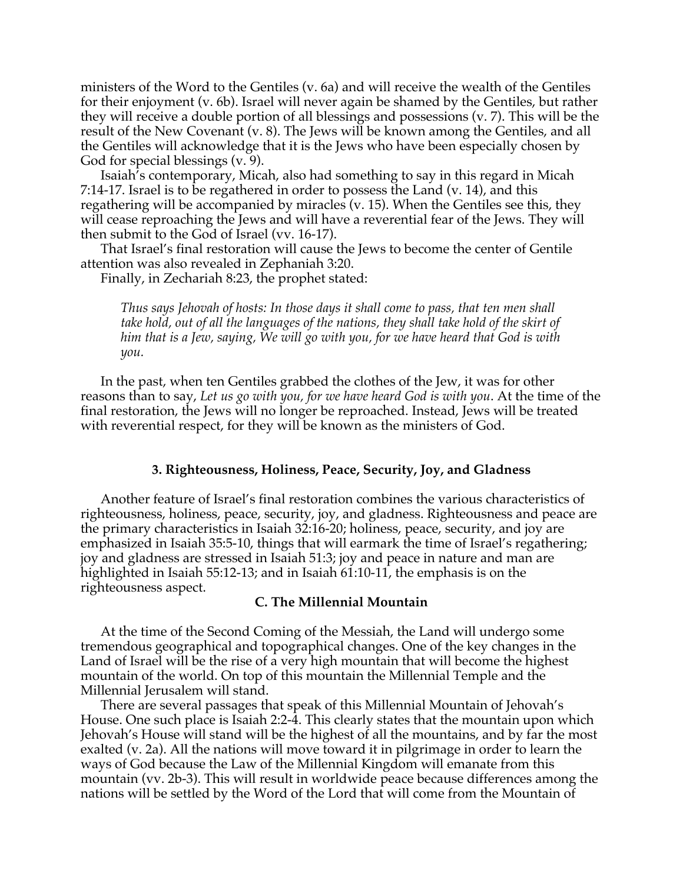ministers of the Word to the Gentiles (v. 6a) and will receive the wealth of the Gentiles for their enjoyment (v. 6b). Israel will never again be shamed by the Gentiles, but rather they will receive a double portion of all blessings and possessions (v. 7). This will be the result of the New Covenant (v. 8). The Jews will be known among the Gentiles, and all the Gentiles will acknowledge that it is the Jews who have been especially chosen by God for special blessings (v. 9).

Isaiah's contemporary, Micah, also had something to say in this regard in Micah 7:14-17. Israel is to be regathered in order to possess the Land (v. 14), and this regathering will be accompanied by miracles (v. 15). When the Gentiles see this, they will cease reproaching the Jews and will have a reverential fear of the Jews. They will then submit to the God of Israel (vv. 16-17).

That Israel's final restoration will cause the Jews to become the center of Gentile attention was also revealed in Zephaniah 3:20.

Finally, in Zechariah 8:23, the prophet stated:

> *Thus says Jehovah of hosts: In those days it shall come to pass, that ten men shall take hold, out of all the languages of the nations, they shall take hold of the skirt of him that is a Jew, saying, We will go with you, for we have heard that God is with you.*

In the past, when ten Gentiles grabbed the clothes of the Jew, it was for other reasons than to say, *Let us go with you, for we have heard God is with you*. At the time of the final restoration, the Jews will no longer be reproached. Instead, Jews will be treated with reverential respect, for they will be known as the ministers of God.

#### 3. Righteousness, Holiness, Peace, Security, Joy, and Gladness

Another feature of Israel's final restoration combines the various characteristics of righteousness, holiness, peace, security, joy, and gladness. Righteousness and peace are the primary characteristics in Isaiah 32:16-20; holiness, peace, security, and joy are emphasized in Isaiah 35:5-10, things that will earmark the time of Israel's regathering; joy and gladness are stressed in Isaiah 51:3; joy and peace in nature and man are highlighted in Isaiah 55:12-13; and in Isaiah 61:10-11, the emphasis is on the righteousness aspect.

### C. The Millennial Mountain

At the time of the Second Coming of the Messiah, the Land will undergo some tremendous geographical and topographical changes. One of the key changes in the Land of Israel will be the rise of a very high mountain that will become the highest mountain of the world. On top of this mountain the Millennial Temple and the Millennial Jerusalem will stand.

There are several passages that speak of this Millennial Mountain of Jehovah's House. One such place is Isaiah 2:2-4. This clearly states that the mountain upon which Jehovah's House will stand will be the highest of all the mountains, and by far the most exalted (v. 2a). All the nations will move toward it in pilgrimage in order to learn the ways of God because the Law of the Millennial Kingdom will emanate from this mountain (vv. 2b-3). This will result in worldwide peace because differences among the nations will be settled by the Word of the Lord that will come from the Mountain of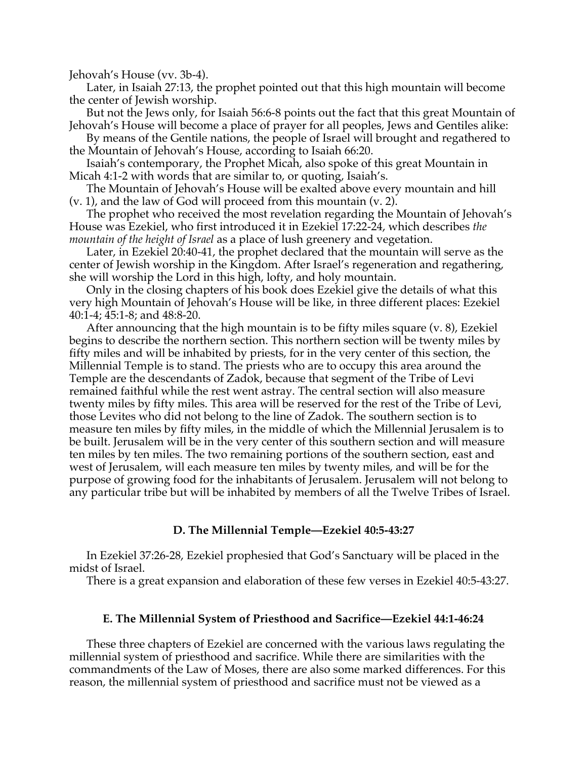Jehovah's House (vv. 3b-4).

Later, in Isaiah 27:13, the prophet pointed out that this high mountain will become the center of Jewish worship.

But not the Jews only, for Isaiah 56:6-8 points out the fact that this great Mountain of Jehovah's House will become a place of prayer for all peoples, Jews and Gentiles alike:

By means of the Gentile nations, the people of Israel will brought and regathered to the Mountain of Jehovah's House, according to Isaiah 66:20.

Isaiah's contemporary, the Prophet Micah, also spoke of this great Mountain in Micah 4:1-2 with words that are similar to, or quoting, Isaiah's.

The Mountain of Jehovah's House will be exalted above every mountain and hill (v. 1), and the law of God will proceed from this mountain (v. 2).

The prophet who received the most revelation regarding the Mountain of Jehovah's House was Ezekiel, who first introduced it in Ezekiel 17:22-24, which describes *the mountain of the height of Israel* as a place of lush greenery and vegetation.

Later, in Ezekiel 20:40-41, the prophet declared that the mountain will serve as the center of Jewish worship in the Kingdom. After Israel's regeneration and regathering, she will worship the Lord in this high, lofty, and holy mountain.

Only in the closing chapters of his book does Ezekiel give the details of what this very high Mountain of Jehovah's House will be like, in three different places: Ezekiel 40:1-4; 45:1-8; and 48:8-20.

After announcing that the high mountain is to be fifty miles square (v. 8), Ezekiel begins to describe the northern section. This northern section will be twenty miles by fifty miles and will be inhabited by priests, for in the very center of this section, the Millennial Temple is to stand. The priests who are to occupy this area around the Temple are the descendants of Zadok, because that segment of the Tribe of Levi remained faithful while the rest went astray. The central section will also measure twenty miles by fifty miles. This area will be reserved for the rest of the Tribe of Levi, those Levites who did not belong to the line of Zadok. The southern section is to measure ten miles by fifty miles, in the middle of which the Millennial Jerusalem is to be built. Jerusalem will be in the very center of this southern section and will measure ten miles by ten miles. The two remaining portions of the southern section, east and west of Jerusalem, will each measure ten miles by twenty miles, and will be for the purpose of growing food for the inhabitants of Jerusalem. Jerusalem will not belong to any particular tribe but will be inhabited by members of all the Twelve Tribes of Israel.

### D. The Millennial Temple—Ezekiel 40:5-43:27

In Ezekiel 37:26-28, Ezekiel prophesied that God's Sanctuary will be placed in the midst of Israel.

There is a great expansion and elaboration of these few verses in Ezekiel 40:5-43:27.

### E. The Millennial System of Priesthood and Sacrifice—Ezekiel 44:1-46:24

These three chapters of Ezekiel are concerned with the various laws regulating the millennial system of priesthood and sacrifice. While there are similarities with the commandments of the Law of Moses, there are also some marked differences. For this reason, the millennial system of priesthood and sacrifice must not be viewed as a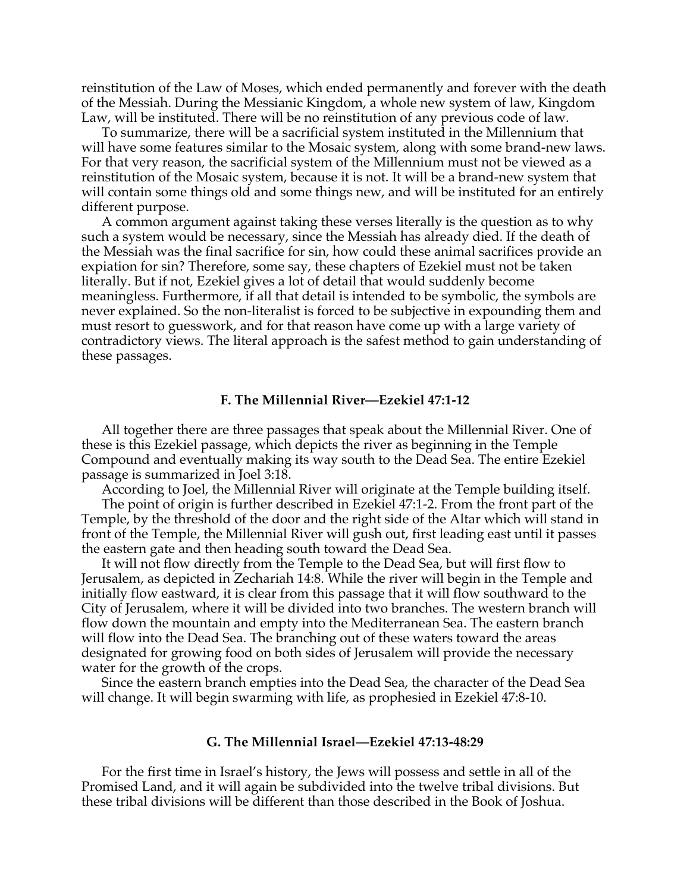reinstitution of the Law of Moses, which ended permanently and forever with the death of the Messiah. During the Messianic Kingdom, a whole new system of law, Kingdom Law, will be instituted. There will be no reinstitution of any previous code of law.

To summarize, there will be a sacrificial system instituted in the Millennium that will have some features similar to the Mosaic system, along with some brand-new laws. For that very reason, the sacrificial system of the Millennium must not be viewed as a reinstitution of the Mosaic system, because it is not. It will be a brand-new system that will contain some things old and some things new, and will be instituted for an entirely different purpose.

A common argument against taking these verses literally is the question as to why such a system would be necessary, since the Messiah has already died. If the death of the Messiah was the final sacrifice for sin, how could these animal sacrifices provide an expiation for sin? Therefore, some say, these chapters of Ezekiel must not be taken literally. But if not, Ezekiel gives a lot of detail that would suddenly become meaningless. Furthermore, if all that detail is intended to be symbolic, the symbols are never explained. So the non-literalist is forced to be subjective in expounding them and must resort to guesswork, and for that reason have come up with a large variety of contradictory views. The literal approach is the safest method to gain understanding of these passages.

### F. The Millennial River—Ezekiel 47:1-12

All together there are three passages that speak about the Millennial River. One of these is this Ezekiel passage, which depicts the river as beginning in the Temple Compound and eventually making its way south to the Dead Sea. The entire Ezekiel passage is summarized in Joel 3:18.

According to Joel, the Millennial River will originate at the Temple building itself.

The point of origin is further described in Ezekiel 47:1-2. From the front part of the Temple, by the threshold of the door and the right side of the Altar which will stand in front of the Temple, the Millennial River will gush out, first leading east until it passes the eastern gate and then heading south toward the Dead Sea.

It will not flow directly from the Temple to the Dead Sea, but will first flow to Jerusalem, as depicted in Zechariah 14:8. While the river will begin in the Temple and initially flow eastward, it is clear from this passage that it will flow southward to the City of Jerusalem, where it will be divided into two branches. The western branch will flow down the mountain and empty into the Mediterranean Sea. The eastern branch will flow into the Dead Sea. The branching out of these waters toward the areas designated for growing food on both sides of Jerusalem will provide the necessary water for the growth of the crops.

Since the eastern branch empties into the Dead Sea, the character of the Dead Sea will change. It will begin swarming with life, as prophesied in Ezekiel 47:8-10.

### G. The Millennial Israel—Ezekiel 47:13-48:29

For the first time in Israel's history, the Jews will possess and settle in all of the Promised Land, and it will again be subdivided into the twelve tribal divisions. But these tribal divisions will be different than those described in the Book of Joshua.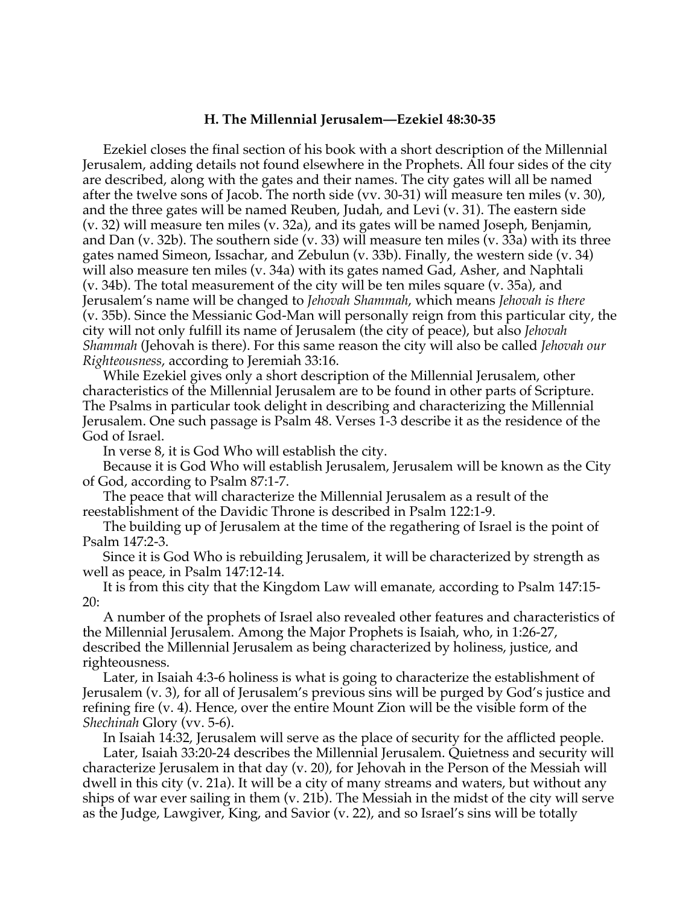### H. The Millennial Jerusalem—Ezekiel 48:30-35

Ezekiel closes the final section of his book with a short description of the Millennial Jerusalem, adding details not found elsewhere in the Prophets. All four sides of the city are described, along with the gates and their names. The city gates will all be named after the twelve sons of Jacob. The north side (vv. 30-31) will measure ten miles (v. 30), and the three gates will be named Reuben, Judah, and Levi (v. 31). The eastern side (v. 32) will measure ten miles (v. 32a), and its gates will be named Joseph, Benjamin, and Dan (v. 32b). The southern side (v. 33) will measure ten miles (v. 33a) with its three gates named Simeon, Issachar, and Zebulun (v. 33b). Finally, the western side (v. 34) will also measure ten miles (v. 34a) with its gates named Gad, Asher, and Naphtali (v. 34b). The total measurement of the city will be ten miles square (v. 35a), and Jerusalem's name will be changed to *Jehovah Shammah*, which means *Jehovah is there* (v. 35b). Since the Messianic God-Man will personally reign from this particular city, the city will not only fulfill its name of Jerusalem (the city of peace), but also *Jehovah Shammah* (Jehovah is there). For this same reason the city will also be called *Jehovah our Righteousness*, according to Jeremiah 33:16.

While Ezekiel gives only a short description of the Millennial Jerusalem, other characteristics of the Millennial Jerusalem are to be found in other parts of Scripture. The Psalms in particular took delight in describing and characterizing the Millennial Jerusalem. One such passage is Psalm 48. Verses 1-3 describe it as the residence of the God of Israel.

In verse 8, it is God Who will establish the city.

Because it is God Who will establish Jerusalem, Jerusalem will be known as the City of God, according to Psalm 87:1-7.

The peace that will characterize the Millennial Jerusalem as a result of the reestablishment of the Davidic Throne is described in Psalm 122:1-9.

The building up of Jerusalem at the time of the regathering of Israel is the point of Psalm 147:2-3.

Since it is God Who is rebuilding Jerusalem, it will be characterized by strength as well as peace, in Psalm 147:12-14.

It is from this city that the Kingdom Law will emanate, according to Psalm 147:15-20:

A number of the prophets of Israel also revealed other features and characteristics of the Millennial Jerusalem. Among the Major Prophets is Isaiah, who, in 1:26-27, described the Millennial Jerusalem as being characterized by holiness, justice, and righteousness.

Later, in Isaiah 4:3-6 holiness is what is going to characterize the establishment of Jerusalem (v. 3), for all of Jerusalem's previous sins will be purged by God's justice and refining fire (v. 4). Hence, over the entire Mount Zion will be the visible form of the *Shechinah* Glory (vv. 5-6).

In Isaiah 14:32, Jerusalem will serve as the place of security for the afflicted people.

Later, Isaiah 33:20-24 describes the Millennial Jerusalem. Quietness and security will characterize Jerusalem in that day (v. 20), for Jehovah in the Person of the Messiah will dwell in this city (v. 21a). It will be a city of many streams and waters, but without any ships of war ever sailing in them (v. 21b). The Messiah in the midst of the city will serve as the Judge, Lawgiver, King, and Savior (v. 22), and so Israel's sins will be totally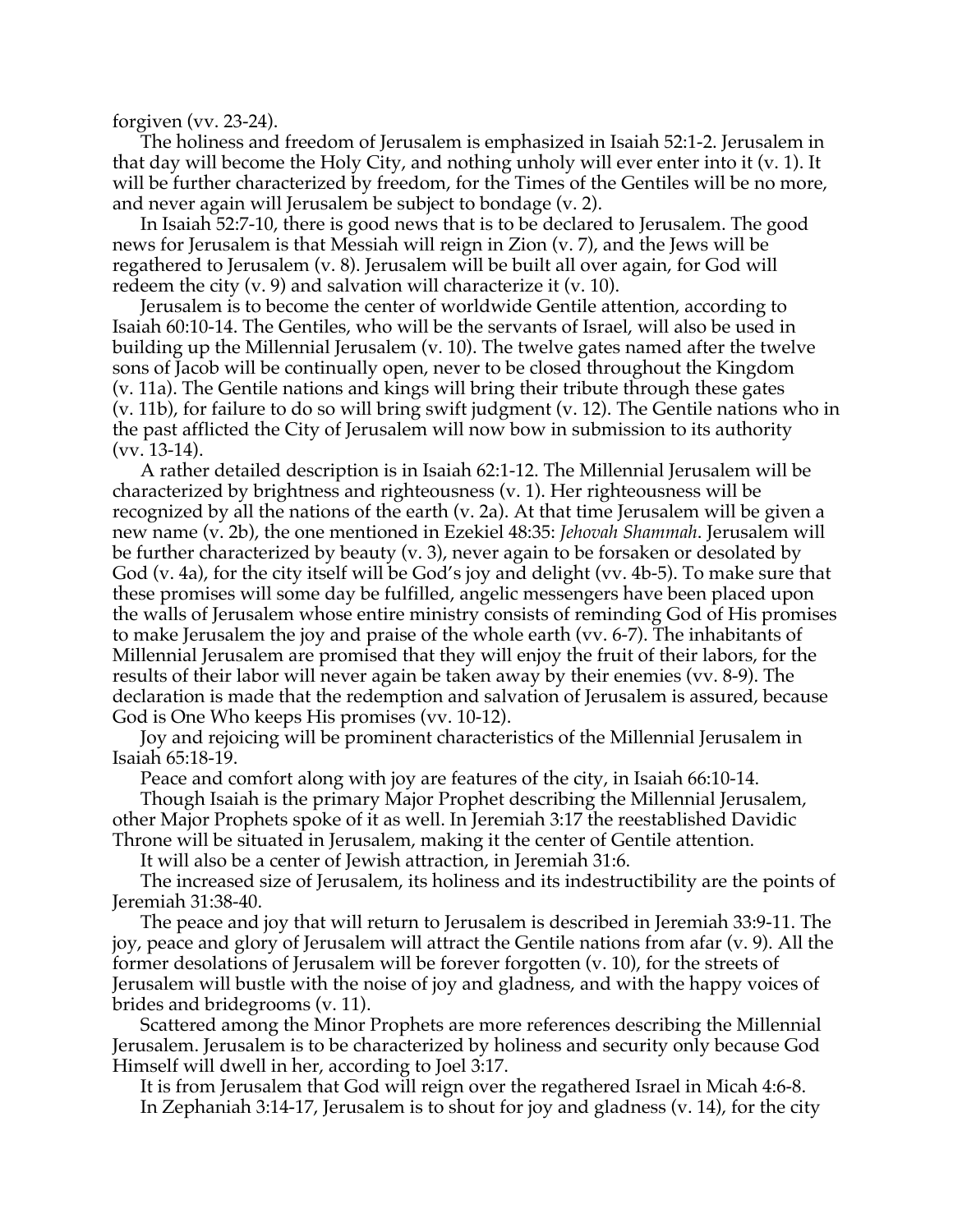forgiven (vv. 23-24).

The holiness and freedom of Jerusalem is emphasized in Isaiah 52:1-2. Jerusalem in that day will become the Holy City, and nothing unholy will ever enter into it (v. 1). It will be further characterized by freedom, for the Times of the Gentiles will be no more, and never again will Jerusalem be subject to bondage (v. 2).

In Isaiah 52:7-10, there is good news that is to be declared to Jerusalem. The good news for Jerusalem is that Messiah will reign in Zion (v. 7), and the Jews will be regathered to Jerusalem (v. 8). Jerusalem will be built all over again, for God will redeem the city (v. 9) and salvation will characterize it (v. 10).

Jerusalem is to become the center of worldwide Gentile attention, according to Isaiah 60:10-14. The Gentiles, who will be the servants of Israel, will also be used in building up the Millennial Jerusalem (v. 10). The twelve gates named after the twelve sons of Jacob will be continually open, never to be closed throughout the Kingdom (v. 11a). The Gentile nations and kings will bring their tribute through these gates (v. 11b), for failure to do so will bring swift judgment (v. 12). The Gentile nations who in the past afflicted the City of Jerusalem will now bow in submission to its authority (vv. 13-14).

A rather detailed description is in Isaiah 62:1-12. The Millennial Jerusalem will be characterized by brightness and righteousness (v. 1). Her righteousness will be recognized by all the nations of the earth (v. 2a). At that time Jerusalem will be given a new name (v. 2b), the one mentioned in Ezekiel 48:35: *Jehovah Shammah*. Jerusalem will be further characterized by beauty (v. 3), never again to be forsaken or desolated by God (v. 4a), for the city itself will be God's joy and delight (vv. 4b-5). To make sure that these promises will some day be fulfilled, angelic messengers have been placed upon the walls of Jerusalem whose entire ministry consists of reminding God of His promises to make Jerusalem the joy and praise of the whole earth (vv. 6-7). The inhabitants of Millennial Jerusalem are promised that they will enjoy the fruit of their labors, for the results of their labor will never again be taken away by their enemies (vv. 8-9). The declaration is made that the redemption and salvation of Jerusalem is assured, because God is One Who keeps His promises (vv. 10-12).

Joy and rejoicing will be prominent characteristics of the Millennial Jerusalem in Isaiah 65:18-19.

Peace and comfort along with joy are features of the city, in Isaiah 66:10-14.

Though Isaiah is the primary Major Prophet describing the Millennial Jerusalem, other Major Prophets spoke of it as well. In Jeremiah 3:17 the reestablished Davidic Throne will be situated in Jerusalem, making it the center of Gentile attention.

It will also be a center of Jewish attraction, in Jeremiah 31:6.

The increased size of Jerusalem, its holiness and its indestructibility are the points of Jeremiah 31:38-40.

The peace and joy that will return to Jerusalem is described in Jeremiah 33:9-11. The joy, peace and glory of Jerusalem will attract the Gentile nations from afar (v. 9). All the former desolations of Jerusalem will be forever forgotten (v. 10), for the streets of Jerusalem will bustle with the noise of joy and gladness, and with the happy voices of brides and bridegrooms (v. 11).

Scattered among the Minor Prophets are more references describing the Millennial Jerusalem. Jerusalem is to be characterized by holiness and security only because God Himself will dwell in her, according to Joel 3:17.

It is from Jerusalem that God will reign over the regathered Israel in Micah 4:6-8.

In Zephaniah 3:14-17, Jerusalem is to shout for joy and gladness (v. 14), for the city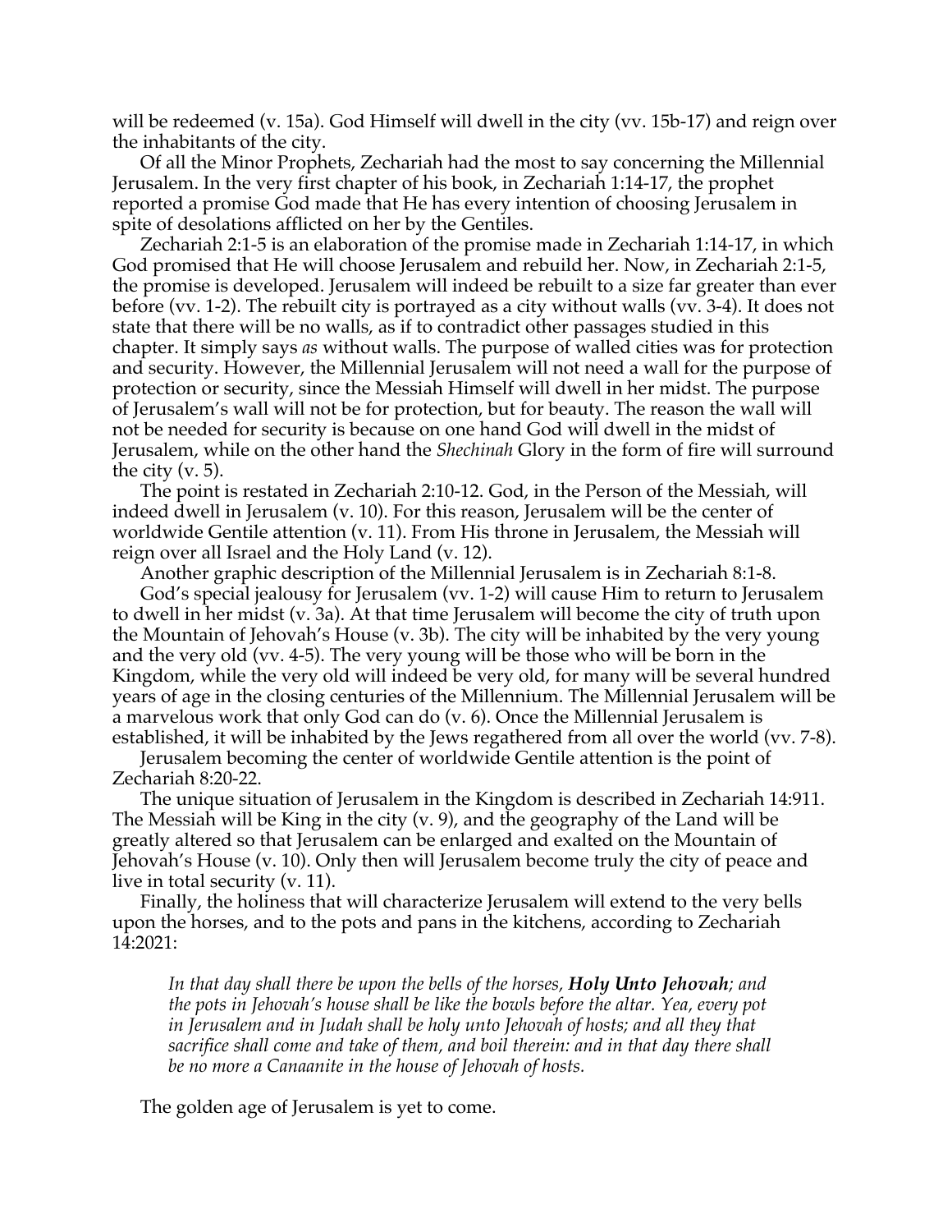will be redeemed (v. 15a). God Himself will dwell in the city (vv. 15b-17) and reign over the inhabitants of the city.

Of all the Minor Prophets, Zechariah had the most to say concerning the Millennial Jerusalem. In the very first chapter of his book, in Zechariah 1:14-17, the prophet reported a promise God made that He has every intention of choosing Jerusalem in spite of desolations afflicted on her by the Gentiles.

Zechariah 2:1-5 is an elaboration of the promise made in Zechariah 1:14-17, in which God promised that He will choose Jerusalem and rebuild her. Now, in Zechariah 2:1-5, the promise is developed. Jerusalem will indeed be rebuilt to a size far greater than ever before (vv. 1-2). The rebuilt city is portrayed as a city without walls (vv. 3-4). It does not state that there will be no walls, as if to contradict other passages studied in this chapter. It simply says *as* without walls. The purpose of walled cities was for protection and security. However, the Millennial Jerusalem will not need a wall for the purpose of protection or security, since the Messiah Himself will dwell in her midst. The purpose of Jerusalem's wall will not be for protection, but for beauty. The reason the wall will not be needed for security is because on one hand God will dwell in the midst of Jerusalem, while on the other hand the *Shechinah* Glory in the form of fire will surround the city (v. 5).

The point is restated in Zechariah 2:10-12. God, in the Person of the Messiah, will indeed dwell in Jerusalem (v. 10). For this reason, Jerusalem will be the center of worldwide Gentile attention (v. 11). From His throne in Jerusalem, the Messiah will reign over all Israel and the Holy Land (v. 12).

Another graphic description of the Millennial Jerusalem is in Zechariah 8:1-8.

God's special jealousy for Jerusalem (vv. 1-2) will cause Him to return to Jerusalem to dwell in her midst (v. 3a). At that time Jerusalem will become the city of truth upon the Mountain of Jehovah's House (v. 3b). The city will be inhabited by the very young and the very old (vv. 4-5). The very young will be those who will be born in the Kingdom, while the very old will indeed be very old, for many will be several hundred years of age in the closing centuries of the Millennium. The Millennial Jerusalem will be a marvelous work that only God can do (v. 6). Once the Millennial Jerusalem is established, it will be inhabited by the Jews regathered from all over the world (vv. 7-8).

Jerusalem becoming the center of worldwide Gentile attention is the point of Zechariah 8:20-22.

The unique situation of Jerusalem in the Kingdom is described in Zechariah 14:911. The Messiah will be King in the city (v. 9), and the geography of the Land will be greatly altered so that Jerusalem can be enlarged and exalted on the Mountain of Jehovah's House (v. 10). Only then will Jerusalem become truly the city of peace and live in total security (v. 11).

Finally, the holiness that will characterize Jerusalem will extend to the very bells upon the horses, and to the pots and pans in the kitchens, according to Zechariah 14:2021:

> *In that day shall there be upon the bells of the horses, **Holy Unto Jehovah**; and the pots in Jehovah's house shall be like the bowls before the altar. Yea, every pot in Jerusalem and in Judah shall be holy unto Jehovah of hosts; and all they that sacrifice shall come and take of them, and boil therein: and in that day there shall be no more a Canaanite in the house of Jehovah of hosts.*

The golden age of Jerusalem is yet to come.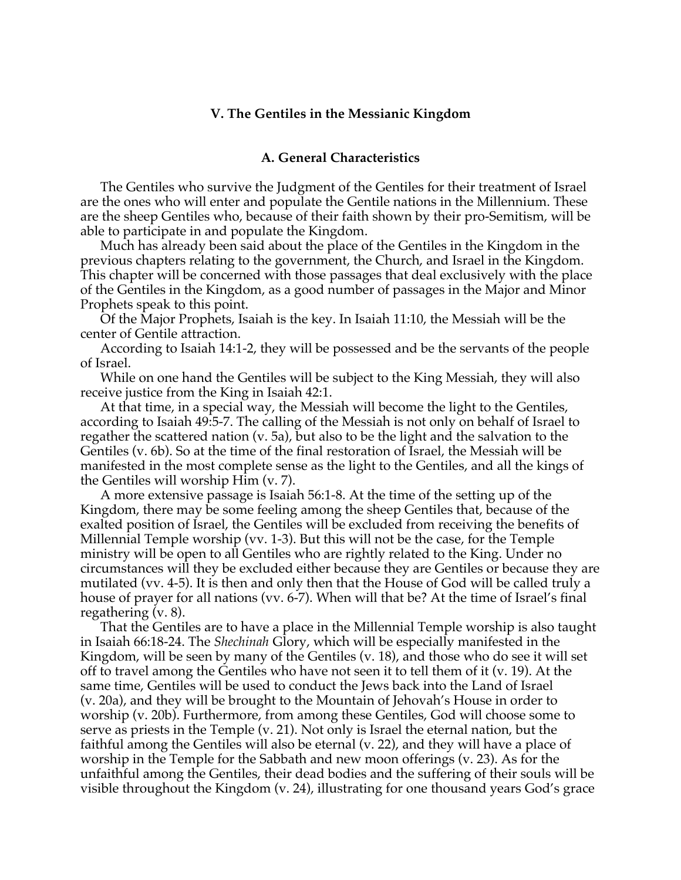## V. The Gentiles in the Messianic Kingdom

### A. General Characteristics

The Gentiles who survive the Judgment of the Gentiles for their treatment of Israel are the ones who will enter and populate the Gentile nations in the Millennium. These are the sheep Gentiles who, because of their faith shown by their pro-Semitism, will be able to participate in and populate the Kingdom.

Much has already been said about the place of the Gentiles in the Kingdom in the previous chapters relating to the government, the Church, and Israel in the Kingdom. This chapter will be concerned with those passages that deal exclusively with the place of the Gentiles in the Kingdom, as a good number of passages in the Major and Minor Prophets speak to this point.

Of the Major Prophets, Isaiah is the key. In Isaiah 11:10, the Messiah will be the center of Gentile attraction.

According to Isaiah 14:1-2, they will be possessed and be the servants of the people of Israel.

While on one hand the Gentiles will be subject to the King Messiah, they will also receive justice from the King in Isaiah 42:1.

At that time, in a special way, the Messiah will become the light to the Gentiles, according to Isaiah 49:5-7. The calling of the Messiah is not only on behalf of Israel to regather the scattered nation (v. 5a), but also to be the light and the salvation to the Gentiles (v. 6b). So at the time of the final restoration of Israel, the Messiah will be manifested in the most complete sense as the light to the Gentiles, and all the kings of the Gentiles will worship Him (v. 7).

A more extensive passage is Isaiah 56:1-8. At the time of the setting up of the Kingdom, there may be some feeling among the sheep Gentiles that, because of the exalted position of Israel, the Gentiles will be excluded from receiving the benefits of Millennial Temple worship (vv. 1-3). But this will not be the case, for the Temple ministry will be open to all Gentiles who are rightly related to the King. Under no circumstances will they be excluded either because they are Gentiles or because they are mutilated (vv. 4-5). It is then and only then that the House of God will be called truly a house of prayer for all nations (vv. 6-7). When will that be? At the time of Israel's final regathering (v. 8).

That the Gentiles are to have a place in the Millennial Temple worship is also taught in Isaiah 66:18-24. The *Shechinah* Glory, which will be especially manifested in the Kingdom, will be seen by many of the Gentiles (v. 18), and those who do see it will set off to travel among the Gentiles who have not seen it to tell them of it (v. 19). At the same time, Gentiles will be used to conduct the Jews back into the Land of Israel (v. 20a), and they will be brought to the Mountain of Jehovah's House in order to worship (v. 20b). Furthermore, from among these Gentiles, God will choose some to serve as priests in the Temple (v. 21). Not only is Israel the eternal nation, but the faithful among the Gentiles will also be eternal (v. 22), and they will have a place of worship in the Temple for the Sabbath and new moon offerings (v. 23). As for the unfaithful among the Gentiles, their dead bodies and the suffering of their souls will be visible throughout the Kingdom (v. 24), illustrating for one thousand years God's grace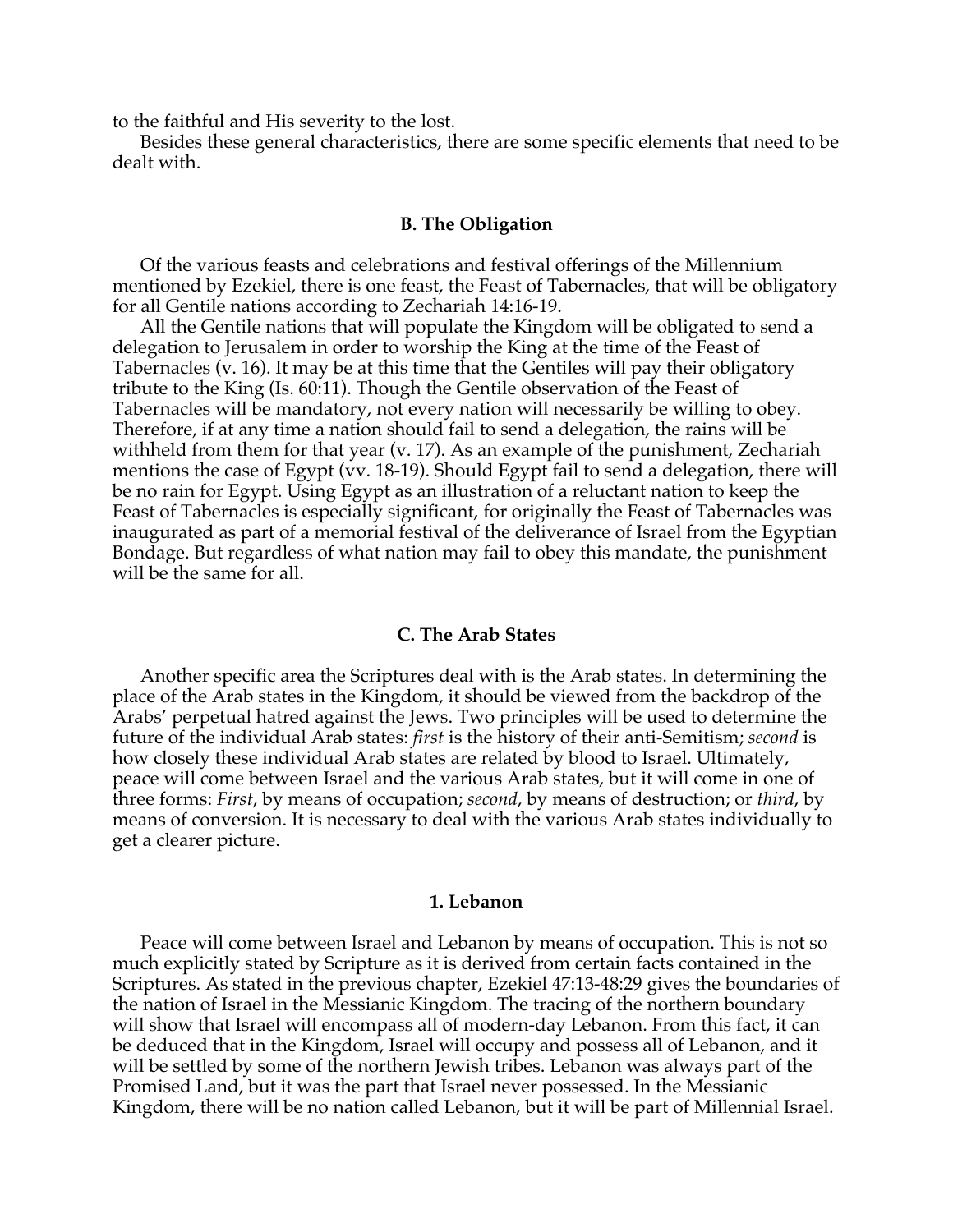to the faithful and His severity to the lost.

Besides these general characteristics, there are some specific elements that need to be dealt with.

### B. The Obligation

Of the various feasts and celebrations and festival offerings of the Millennium mentioned by Ezekiel, there is one feast, the Feast of Tabernacles, that will be obligatory for all Gentile nations according to Zechariah 14:16-19.

All the Gentile nations that will populate the Kingdom will be obligated to send a delegation to Jerusalem in order to worship the King at the time of the Feast of Tabernacles (v. 16). It may be at this time that the Gentiles will pay their obligatory tribute to the King (Is. 60:11). Though the Gentile observation of the Feast of Tabernacles will be mandatory, not every nation will necessarily be willing to obey. Therefore, if at any time a nation should fail to send a delegation, the rains will be withheld from them for that year (v. 17). As an example of the punishment, Zechariah mentions the case of Egypt (vv. 18-19). Should Egypt fail to send a delegation, there will be no rain for Egypt. Using Egypt as an illustration of a reluctant nation to keep the Feast of Tabernacles is especially significant, for originally the Feast of Tabernacles was inaugurated as part of a memorial festival of the deliverance of Israel from the Egyptian Bondage. But regardless of what nation may fail to obey this mandate, the punishment will be the same for all.

### C. The Arab States

Another specific area the Scriptures deal with is the Arab states. In determining the place of the Arab states in the Kingdom, it should be viewed from the backdrop of the Arabs' perpetual hatred against the Jews. Two principles will be used to determine the future of the individual Arab states: *first* is the history of their anti-Semitism; *second* is how closely these individual Arab states are related by blood to Israel. Ultimately, peace will come between Israel and the various Arab states, but it will come in one of three forms: *First*, by means of occupation; *second*, by means of destruction; or *third*, by means of conversion. It is necessary to deal with the various Arab states individually to get a clearer picture.

#### 1. Lebanon

Peace will come between Israel and Lebanon by means of occupation. This is not so much explicitly stated by Scripture as it is derived from certain facts contained in the Scriptures. As stated in the previous chapter, Ezekiel 47:13-48:29 gives the boundaries of the nation of Israel in the Messianic Kingdom. The tracing of the northern boundary will show that Israel will encompass all of modern-day Lebanon. From this fact, it can be deduced that in the Kingdom, Israel will occupy and possess all of Lebanon, and it will be settled by some of the northern Jewish tribes. Lebanon was always part of the Promised Land, but it was the part that Israel never possessed. In the Messianic Kingdom, there will be no nation called Lebanon, but it will be part of Millennial Israel.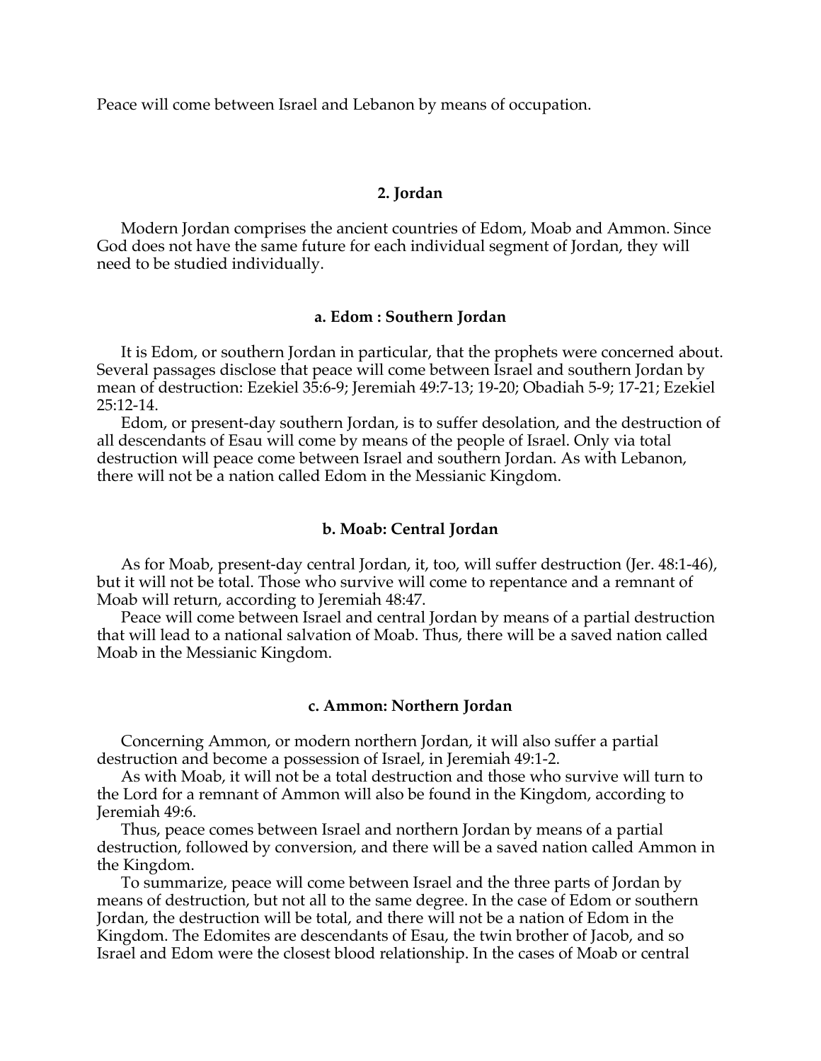Peace will come between Israel and Lebanon by means of occupation.

### 2. Jordan

Modern Jordan comprises the ancient countries of Edom, Moab and Ammon. Since God does not have the same future for each individual segment of Jordan, they will need to be studied individually.

#### a. Edom : Southern Jordan

It is Edom, or southern Jordan in particular, that the prophets were concerned about. Several passages disclose that peace will come between Israel and southern Jordan by mean of destruction: Ezekiel 35:6-9; Jeremiah 49:7-13; 19-20; Obadiah 5-9; 17-21; Ezekiel 25:12-14.

Edom, or present-day southern Jordan, is to suffer desolation, and the destruction of all descendants of Esau will come by means of the people of Israel. Only via total destruction will peace come between Israel and southern Jordan. As with Lebanon, there will not be a nation called Edom in the Messianic Kingdom.

#### b. Moab: Central Jordan

As for Moab, present-day central Jordan, it, too, will suffer destruction (Jer. 48:1-46), but it will not be total. Those who survive will come to repentance and a remnant of Moab will return, according to Jeremiah 48:47.

Peace will come between Israel and central Jordan by means of a partial destruction that will lead to a national salvation of Moab. Thus, there will be a saved nation called Moab in the Messianic Kingdom.

#### c. Ammon: Northern Jordan

Concerning Ammon, or modern northern Jordan, it will also suffer a partial destruction and become a possession of Israel, in Jeremiah 49:1-2.

As with Moab, it will not be a total destruction and those who survive will turn to the Lord for a remnant of Ammon will also be found in the Kingdom, according to Jeremiah 49:6.

Thus, peace comes between Israel and northern Jordan by means of a partial destruction, followed by conversion, and there will be a saved nation called Ammon in the Kingdom.

To summarize, peace will come between Israel and the three parts of Jordan by means of destruction, but not all to the same degree. In the case of Edom or southern Jordan, the destruction will be total, and there will not be a nation of Edom in the Kingdom. The Edomites are descendants of Esau, the twin brother of Jacob, and so Israel and Edom were the closest blood relationship. In the cases of Moab or central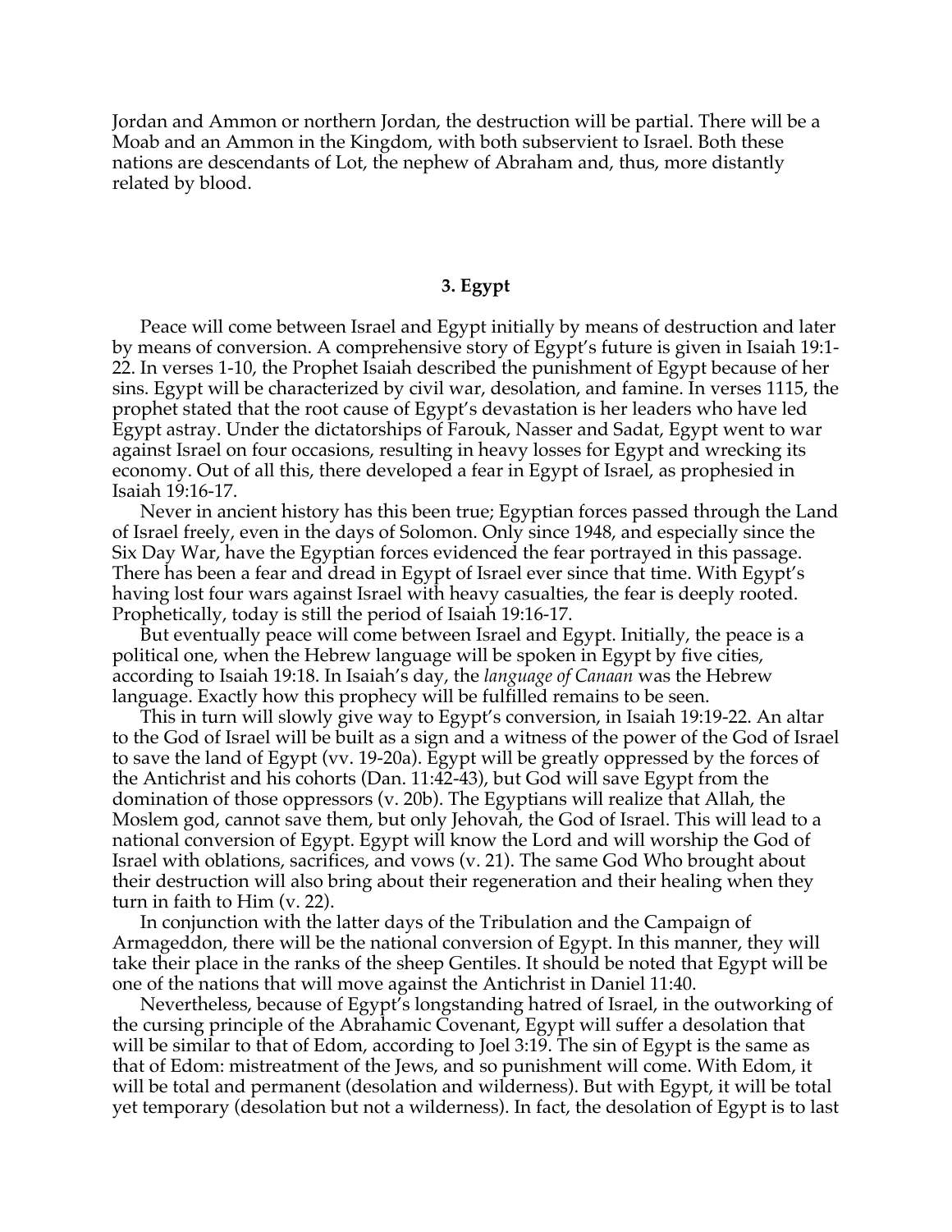Jordan and Ammon or northern Jordan, the destruction will be partial. There will be a Moab and an Ammon in the Kingdom, with both subservient to Israel. Both these nations are descendants of Lot, the nephew of Abraham and, thus, more distantly related by blood.

### 3. Egypt

Peace will come between Israel and Egypt initially by means of destruction and later by means of conversion. A comprehensive story of Egypt's future is given in Isaiah 19:1-22. In verses 1-10, the Prophet Isaiah described the punishment of Egypt because of her sins. Egypt will be characterized by civil war, desolation, and famine. In verses 1115, the prophet stated that the root cause of Egypt's devastation is her leaders who have led Egypt astray. Under the dictatorships of Farouk, Nasser and Sadat, Egypt went to war against Israel on four occasions, resulting in heavy losses for Egypt and wrecking its economy. Out of all this, there developed a fear in Egypt of Israel, as prophesied in Isaiah 19:16-17.

Never in ancient history has this been true; Egyptian forces passed through the Land of Israel freely, even in the days of Solomon. Only since 1948, and especially since the Six Day War, have the Egyptian forces evidenced the fear portrayed in this passage. There has been a fear and dread in Egypt of Israel ever since that time. With Egypt's having lost four wars against Israel with heavy casualties, the fear is deeply rooted. Prophetically, today is still the period of Isaiah 19:16-17.

But eventually peace will come between Israel and Egypt. Initially, the peace is a political one, when the Hebrew language will be spoken in Egypt by five cities, according to Isaiah 19:18. In Isaiah's day, the *language of Canaan* was the Hebrew language. Exactly how this prophecy will be fulfilled remains to be seen.

This in turn will slowly give way to Egypt's conversion, in Isaiah 19:19-22. An altar to the God of Israel will be built as a sign and a witness of the power of the God of Israel to save the land of Egypt (vv. 19-20a). Egypt will be greatly oppressed by the forces of the Antichrist and his cohorts (Dan. 11:42-43), but God will save Egypt from the domination of those oppressors (v. 20b). The Egyptians will realize that Allah, the Moslem god, cannot save them, but only Jehovah, the God of Israel. This will lead to a national conversion of Egypt. Egypt will know the Lord and will worship the God of Israel with oblations, sacrifices, and vows (v. 21). The same God Who brought about their destruction will also bring about their regeneration and their healing when they turn in faith to Him (v. 22).

In conjunction with the latter days of the Tribulation and the Campaign of Armageddon, there will be the national conversion of Egypt. In this manner, they will take their place in the ranks of the sheep Gentiles. It should be noted that Egypt will be one of the nations that will move against the Antichrist in Daniel 11:40.

Nevertheless, because of Egypt's longstanding hatred of Israel, in the outworking of the cursing principle of the Abrahamic Covenant, Egypt will suffer a desolation that will be similar to that of Edom, according to Joel 3:19. The sin of Egypt is the same as that of Edom: mistreatment of the Jews, and so punishment will come. With Edom, it will be total and permanent (desolation and wilderness). But with Egypt, it will be total yet temporary (desolation but not a wilderness). In fact, the desolation of Egypt is to last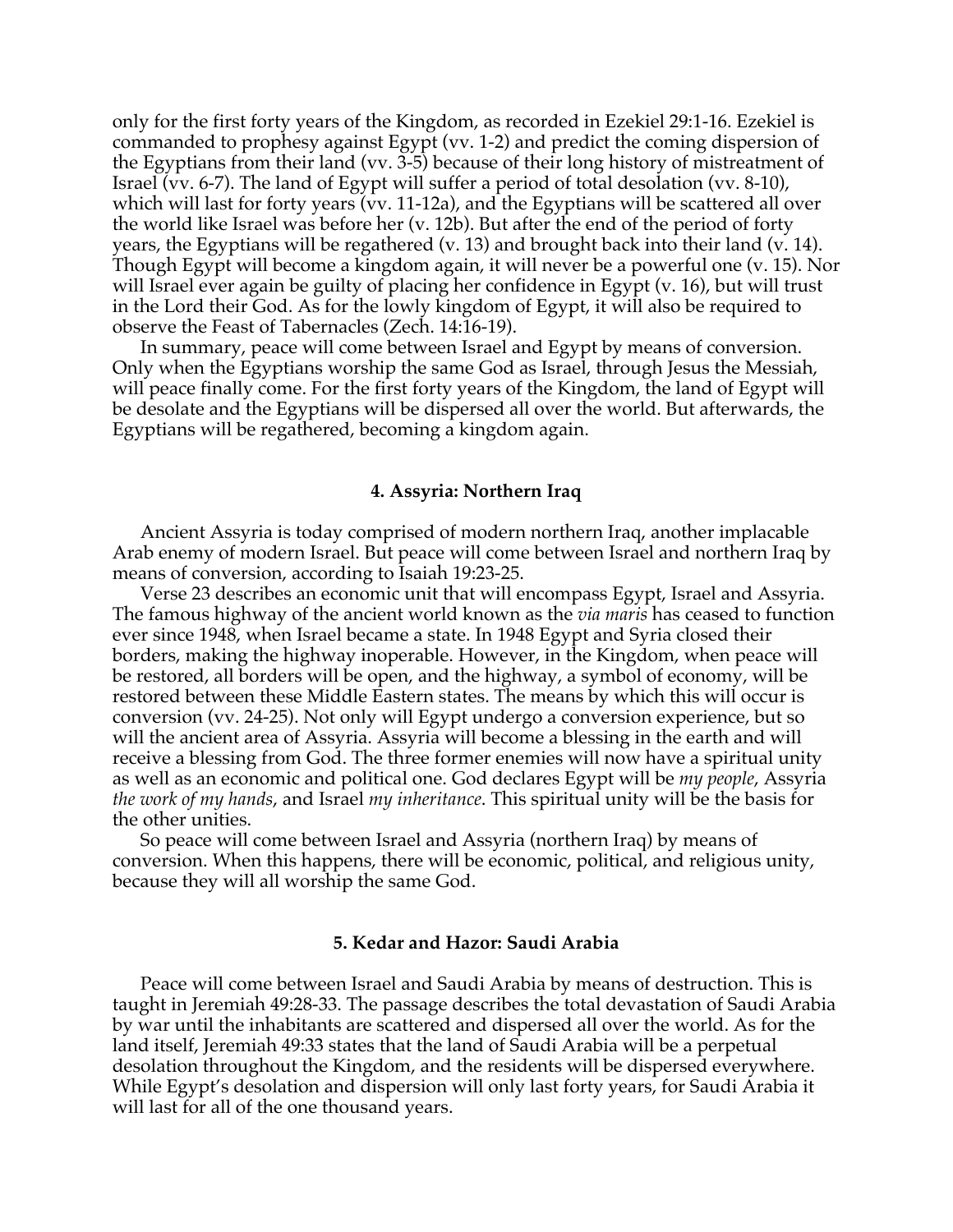only for the first forty years of the Kingdom, as recorded in Ezekiel 29:1-16. Ezekiel is commanded to prophesy against Egypt (vv. 1-2) and predict the coming dispersion of the Egyptians from their land (vv. 3-5) because of their long history of mistreatment of Israel (vv. 6-7). The land of Egypt will suffer a period of total desolation (vv. 8-10), which will last for forty years (vv. 11-12a), and the Egyptians will be scattered all over the world like Israel was before her (v. 12b). But after the end of the period of forty years, the Egyptians will be regathered (v. 13) and brought back into their land (v. 14). Though Egypt will become a kingdom again, it will never be a powerful one (v. 15). Nor will Israel ever again be guilty of placing her confidence in Egypt (v. 16), but will trust in the Lord their God. As for the lowly kingdom of Egypt, it will also be required to observe the Feast of Tabernacles (Zech. 14:16-19).

In summary, peace will come between Israel and Egypt by means of conversion. Only when the Egyptians worship the same God as Israel, through Jesus the Messiah, will peace finally come. For the first forty years of the Kingdom, the land of Egypt will be desolate and the Egyptians will be dispersed all over the world. But afterwards, the Egyptians will be regathered, becoming a kingdom again.

### 4. Assyria: Northern Iraq

Ancient Assyria is today comprised of modern northern Iraq, another implacable Arab enemy of modern Israel. But peace will come between Israel and northern Iraq by means of conversion, according to Isaiah 19:23-25.

Verse 23 describes an economic unit that will encompass Egypt, Israel and Assyria. The famous highway of the ancient world known as the *via maris* has ceased to function ever since 1948, when Israel became a state. In 1948 Egypt and Syria closed their borders, making the highway inoperable. However, in the Kingdom, when peace will be restored, all borders will be open, and the highway, a symbol of economy, will be restored between these Middle Eastern states. The means by which this will occur is conversion (vv. 24-25). Not only will Egypt undergo a conversion experience, but so will the ancient area of Assyria. Assyria will become a blessing in the earth and will receive a blessing from God. The three former enemies will now have a spiritual unity as well as an economic and political one. God declares Egypt will be *my people*, Assyria *the work of my hands*, and Israel *my inheritance*. This spiritual unity will be the basis for the other unities.

So peace will come between Israel and Assyria (northern Iraq) by means of conversion. When this happens, there will be economic, political, and religious unity, because they will all worship the same God.

### 5. Kedar and Hazor: Saudi Arabia

Peace will come between Israel and Saudi Arabia by means of destruction. This is taught in Jeremiah 49:28-33. The passage describes the total devastation of Saudi Arabia by war until the inhabitants are scattered and dispersed all over the world. As for the land itself, Jeremiah 49:33 states that the land of Saudi Arabia will be a perpetual desolation throughout the Kingdom, and the residents will be dispersed everywhere. While Egypt's desolation and dispersion will only last forty years, for Saudi Arabia it will last for all of the one thousand years.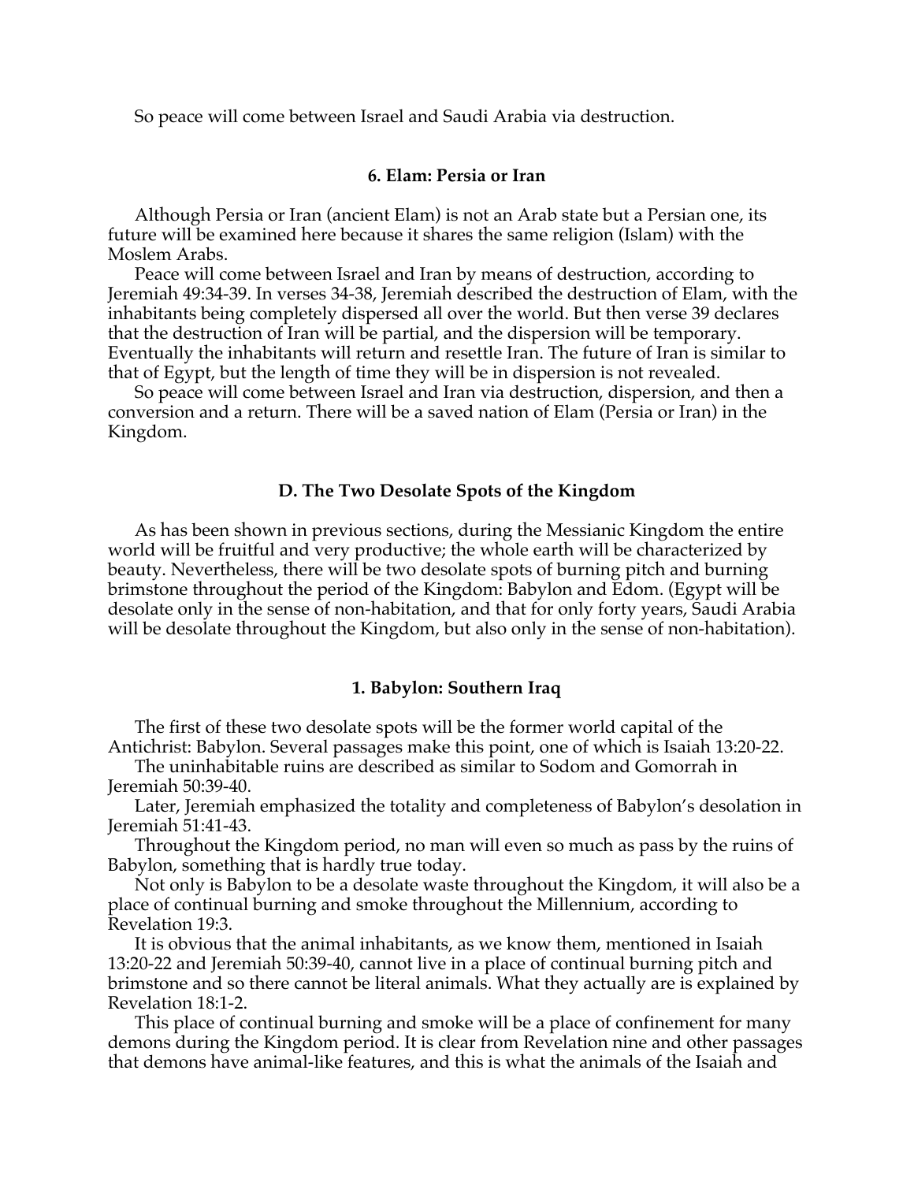So peace will come between Israel and Saudi Arabia via destruction.

### 6. Elam: Persia or Iran

Although Persia or Iran (ancient Elam) is not an Arab state but a Persian one, its future will be examined here because it shares the same religion (Islam) with the Moslem Arabs.

Peace will come between Israel and Iran by means of destruction, according to Jeremiah 49:34-39. In verses 34-38, Jeremiah described the destruction of Elam, with the inhabitants being completely dispersed all over the world. But then verse 39 declares that the destruction of Iran will be partial, and the dispersion will be temporary. Eventually the inhabitants will return and resettle Iran. The future of Iran is similar to that of Egypt, but the length of time they will be in dispersion is not revealed.

So peace will come between Israel and Iran via destruction, dispersion, and then a conversion and a return. There will be a saved nation of Elam (Persia or Iran) in the Kingdom.

## D. The Two Desolate Spots of the Kingdom

As has been shown in previous sections, during the Messianic Kingdom the entire world will be fruitful and very productive; the whole earth will be characterized by beauty. Nevertheless, there will be two desolate spots of burning pitch and burning brimstone throughout the period of the Kingdom: Babylon and Edom. (Egypt will be desolate only in the sense of non-habitation, and that for only forty years, Saudi Arabia will be desolate throughout the Kingdom, but also only in the sense of non-habitation).

### 1. Babylon: Southern Iraq

The first of these two desolate spots will be the former world capital of the Antichrist: Babylon. Several passages make this point, one of which is Isaiah 13:20-22.

The uninhabitable ruins are described as similar to Sodom and Gomorrah in Jeremiah 50:39-40.

Later, Jeremiah emphasized the totality and completeness of Babylon's desolation in Jeremiah 51:41-43.

Throughout the Kingdom period, no man will even so much as pass by the ruins of Babylon, something that is hardly true today.

Not only is Babylon to be a desolate waste throughout the Kingdom, it will also be a place of continual burning and smoke throughout the Millennium, according to Revelation 19:3.

It is obvious that the animal inhabitants, as we know them, mentioned in Isaiah 13:20-22 and Jeremiah 50:39-40, cannot live in a place of continual burning pitch and brimstone and so there cannot be literal animals. What they actually are is explained by Revelation 18:1-2.

This place of continual burning and smoke will be a place of confinement for many demons during the Kingdom period. It is clear from Revelation nine and other passages that demons have animal-like features, and this is what the animals of the Isaiah and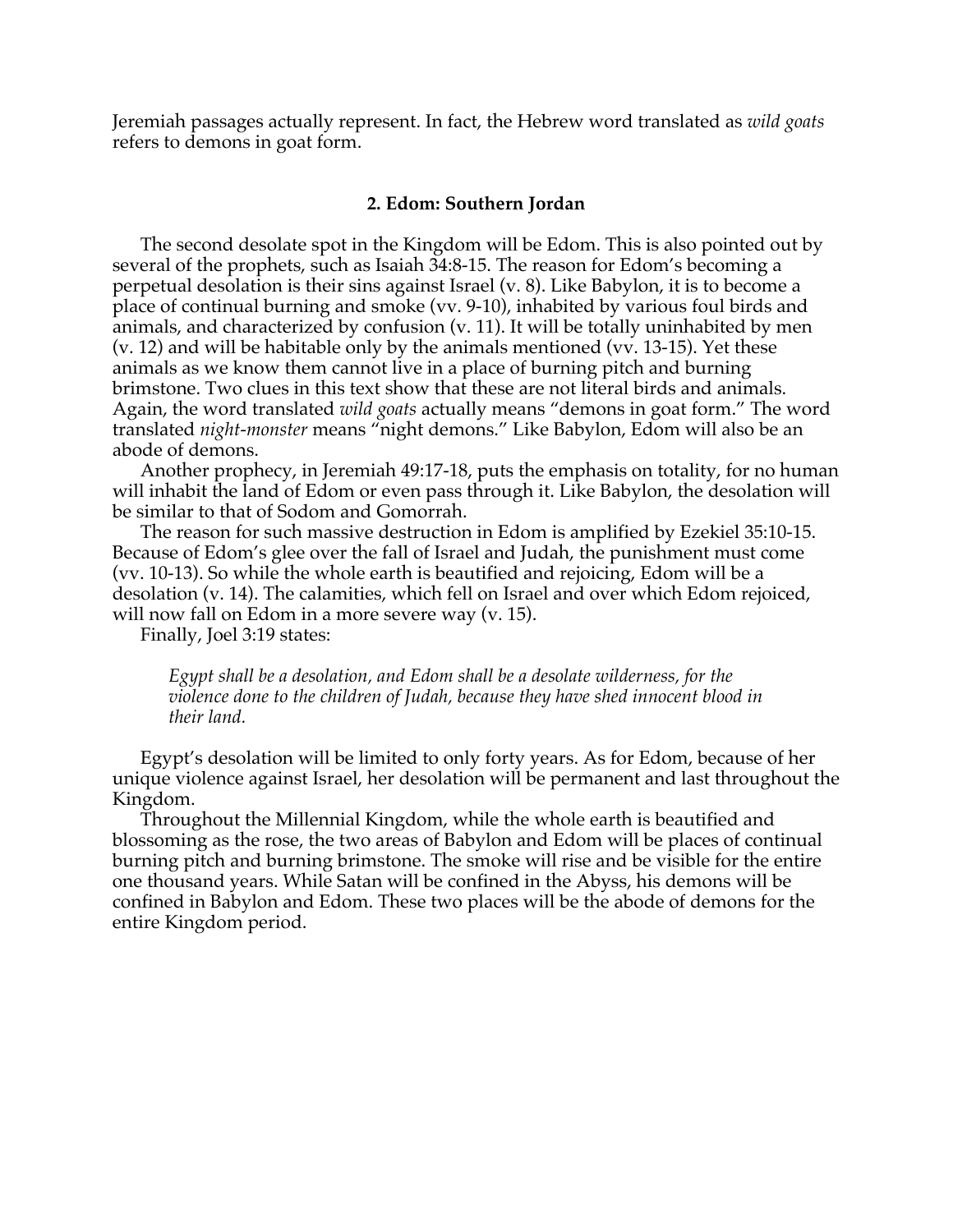Jeremiah passages actually represent. In fact, the Hebrew word translated as *wild goats* refers to demons in goat form.

### 2. Edom: Southern Jordan

The second desolate spot in the Kingdom will be Edom. This is also pointed out by several of the prophets, such as Isaiah 34:8-15. The reason for Edom's becoming a perpetual desolation is their sins against Israel (v. 8). Like Babylon, it is to become a place of continual burning and smoke (vv. 9-10), inhabited by various foul birds and animals, and characterized by confusion (v. 11). It will be totally uninhabited by men (v. 12) and will be habitable only by the animals mentioned (vv. 13-15). Yet these animals as we know them cannot live in a place of burning pitch and burning brimstone. Two clues in this text show that these are not literal birds and animals. Again, the word translated *wild goats* actually means "demons in goat form." The word translated *night-monster* means "night demons." Like Babylon, Edom will also be an abode of demons.

Another prophecy, in Jeremiah 49:17-18, puts the emphasis on totality, for no human will inhabit the land of Edom or even pass through it. Like Babylon, the desolation will be similar to that of Sodom and Gomorrah.

The reason for such massive destruction in Edom is amplified by Ezekiel 35:10-15. Because of Edom's glee over the fall of Israel and Judah, the punishment must come (vv. 10-13). So while the whole earth is beautified and rejoicing, Edom will be a desolation (v. 14). The calamities, which fell on Israel and over which Edom rejoiced, will now fall on Edom in a more severe way (v. 15).

Finally, Joel 3:19 states:

> *Egypt shall be a desolation, and Edom shall be a desolate wilderness, for the violence done to the children of Judah, because they have shed innocent blood in their land.*

Egypt's desolation will be limited to only forty years. As for Edom, because of her unique violence against Israel, her desolation will be permanent and last throughout the Kingdom.

Throughout the Millennial Kingdom, while the whole earth is beautified and blossoming as the rose, the two areas of Babylon and Edom will be places of continual burning pitch and burning brimstone. The smoke will rise and be visible for the entire one thousand years. While Satan will be confined in the Abyss, his demons will be confined in Babylon and Edom. These two places will be the abode of demons for the entire Kingdom period.